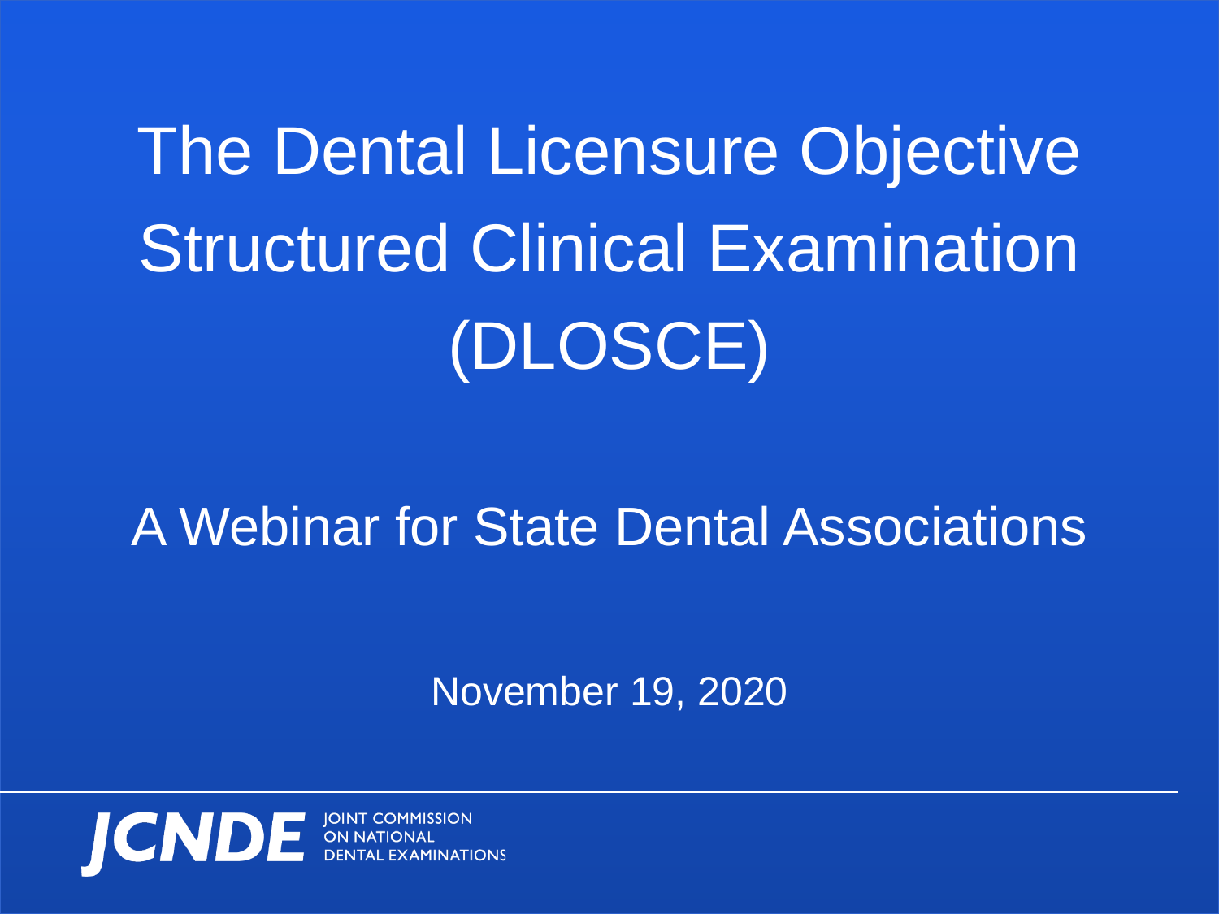# The Dental Licensure Objective Structured Clinical Examination (DLOSCE)

## A Webinar for State Dental Associations

November 19, 2020

JCNDE JOINT COMMISSION ON NATIONAL DENTAL EXAMINATIONS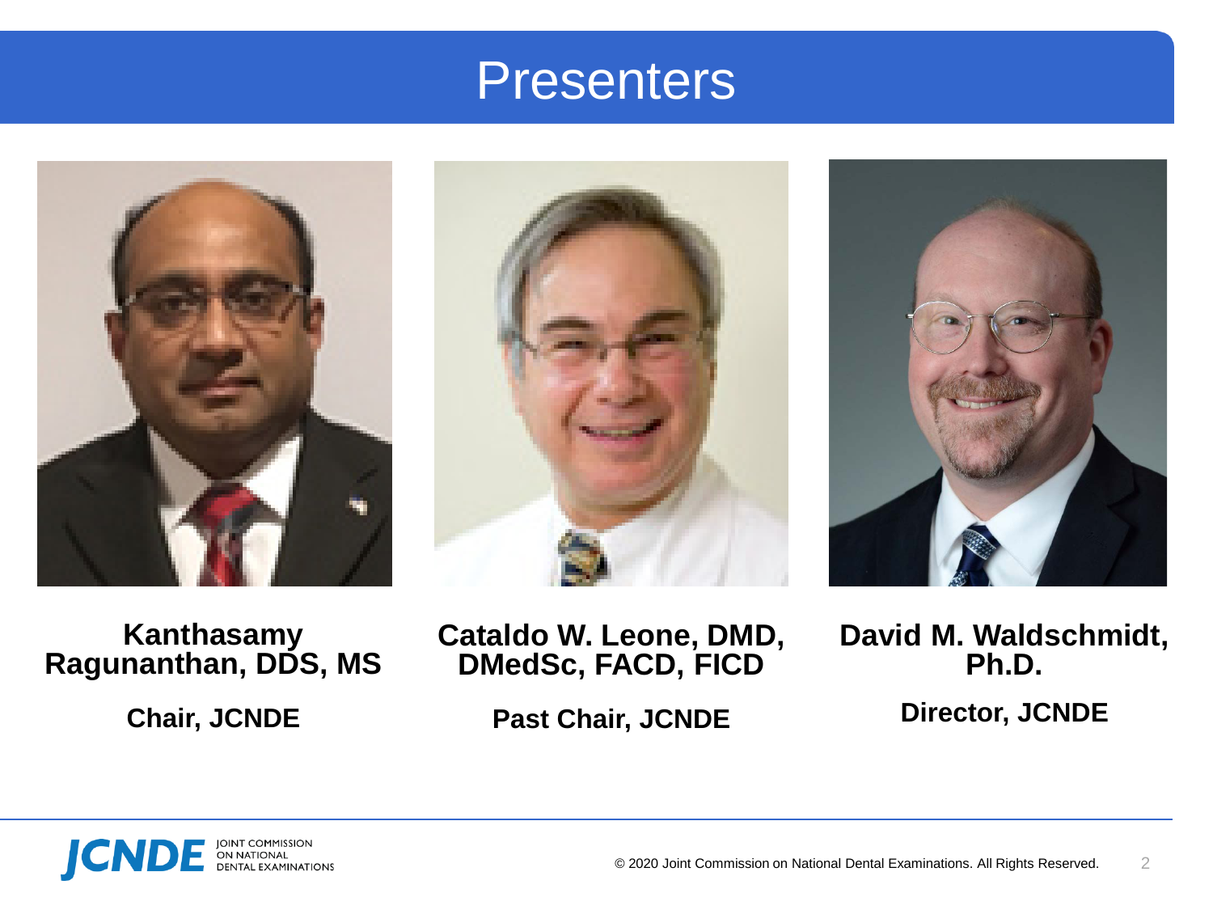# Presenters

**Kanthasamy Ragunanthan, DDS, MS**

**Chair, JCNDE**

**Cataldo W. Leone, DMD, DMedSc, FACD, FICD**

**Past Chair, JCNDE**

**David M. Waldschmidt, Ph.D.**

**Director, JCNDE**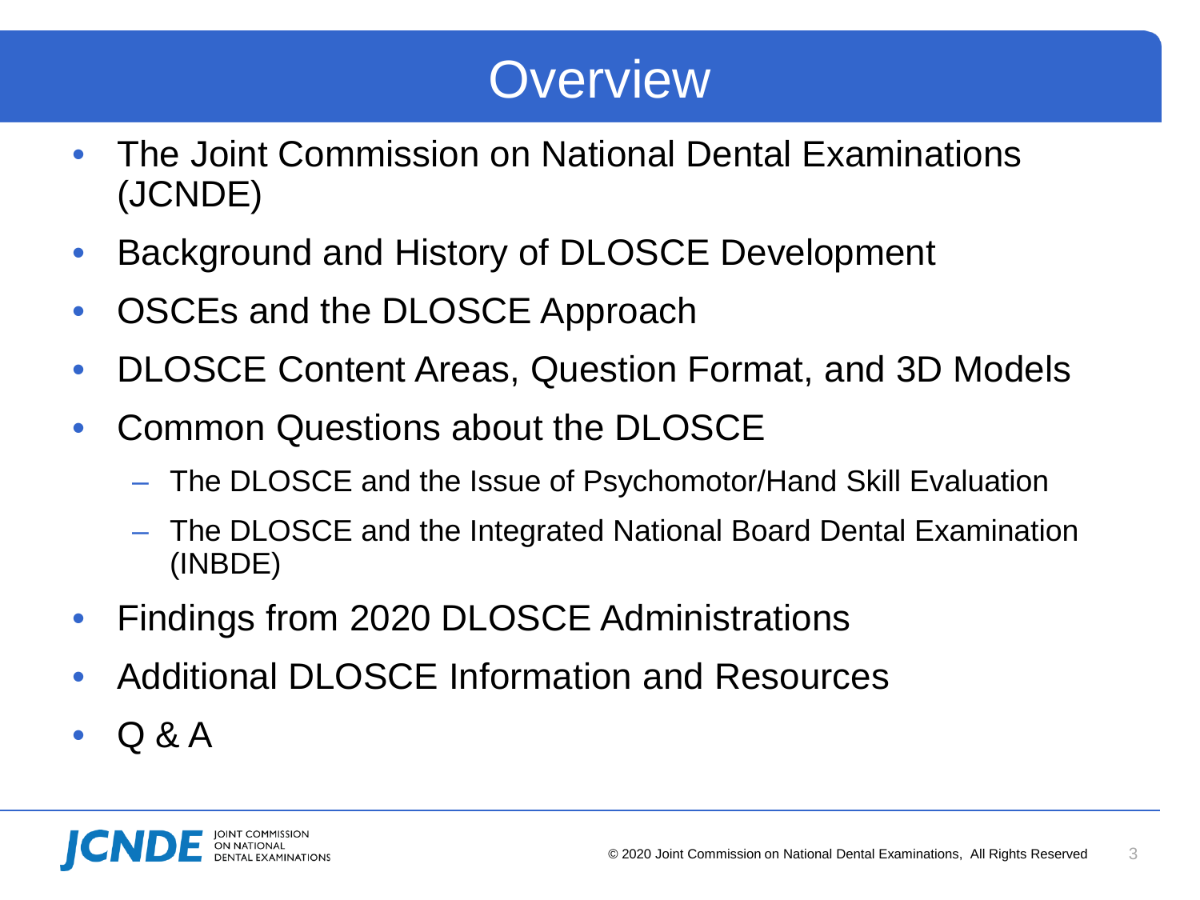# Overview

- The Joint Commission on National Dental Examinations (JCNDE)
- Background and History of DLOSCE Development
- OSCEs and the DLOSCE Approach
- DLOSCE Content Areas, Question Format, and 3D Models
- Common Questions about the DLOSCE
  - The DLOSCE and the Issue of Psychomotor/Hand Skill Evaluation
  - The DLOSCE and the Integrated National Board Dental Examination (INBDE)
- Findings from 2020 DLOSCE Administrations
- Additional DLOSCE Information and Resources
- Q & A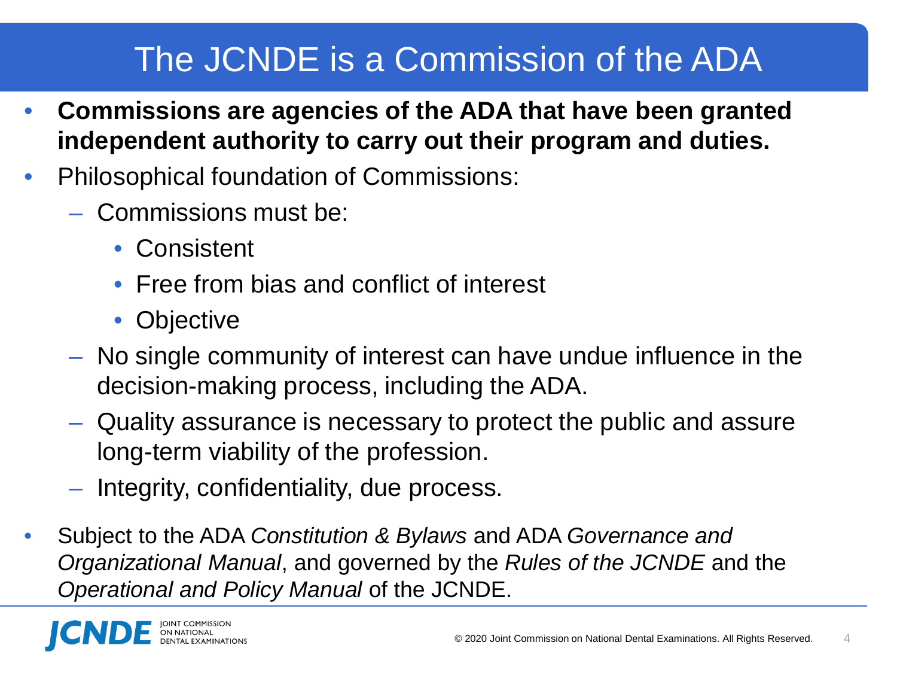# The JCNDE is a Commission of the ADA

- **Commissions are agencies of the ADA that have been granted independent authority to carry out their program and duties.**
- Philosophical foundation of Commissions:
  - Commissions must be:
    - Consistent
    - Free from bias and conflict of interest
    - Objective
  - No single community of interest can have undue influence in the decision-making process, including the ADA.
  - Quality assurance is necessary to protect the public and assure long-term viability of the profession.
  - Integrity, confidentiality, due process.
- Subject to the ADA *Constitution & Bylaws* and ADA *Governance and Organizational Manual*, and governed by the *Rules of the JCNDE* and the *Operational and Policy Manual* of the JCNDE.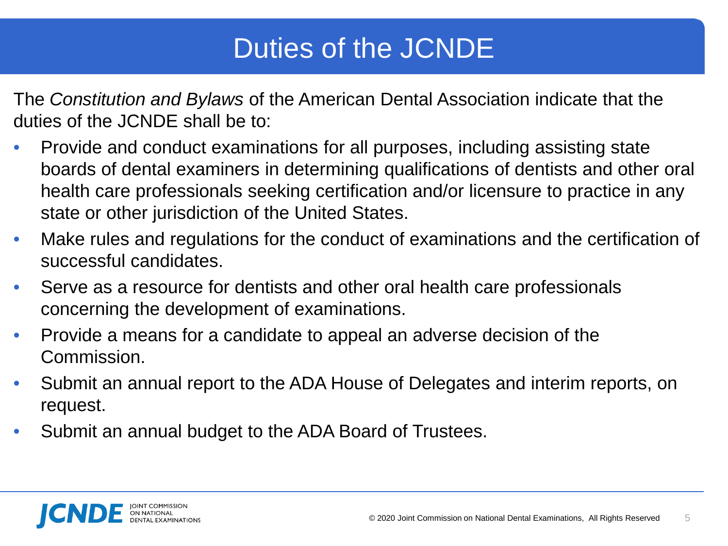# Duties of the JCNDE

The *Constitution and Bylaws* of the American Dental Association indicate that the duties of the JCNDE shall be to:

- Provide and conduct examinations for all purposes, including assisting state boards of dental examiners in determining qualifications of dentists and other oral health care professionals seeking certification and/or licensure to practice in any state or other jurisdiction of the United States.
- Make rules and regulations for the conduct of examinations and the certification of successful candidates.
- Serve as a resource for dentists and other oral health care professionals concerning the development of examinations.
- Provide a means for a candidate to appeal an adverse decision of the Commission.
- Submit an annual report to the ADA House of Delegates and interim reports, on request.
- Submit an annual budget to the ADA Board of Trustees.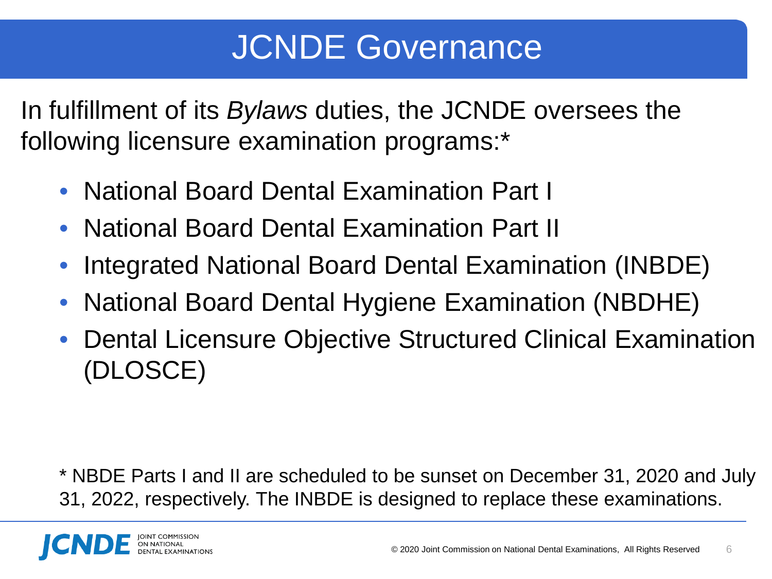# JCNDE Governance

In fulfillment of its *Bylaws* duties, the JCNDE oversees the following licensure examination programs:*

- National Board Dental Examination Part I
- National Board Dental Examination Part II
- Integrated National Board Dental Examination (INBDE)
- National Board Dental Hygiene Examination (NBDHE)
- Dental Licensure Objective Structured Clinical Examination (DLOSCE)

* NBDE Parts I and II are scheduled to be sunset on December 31, 2020 and July 31, 2022, respectively. The INBDE is designed to replace these examinations.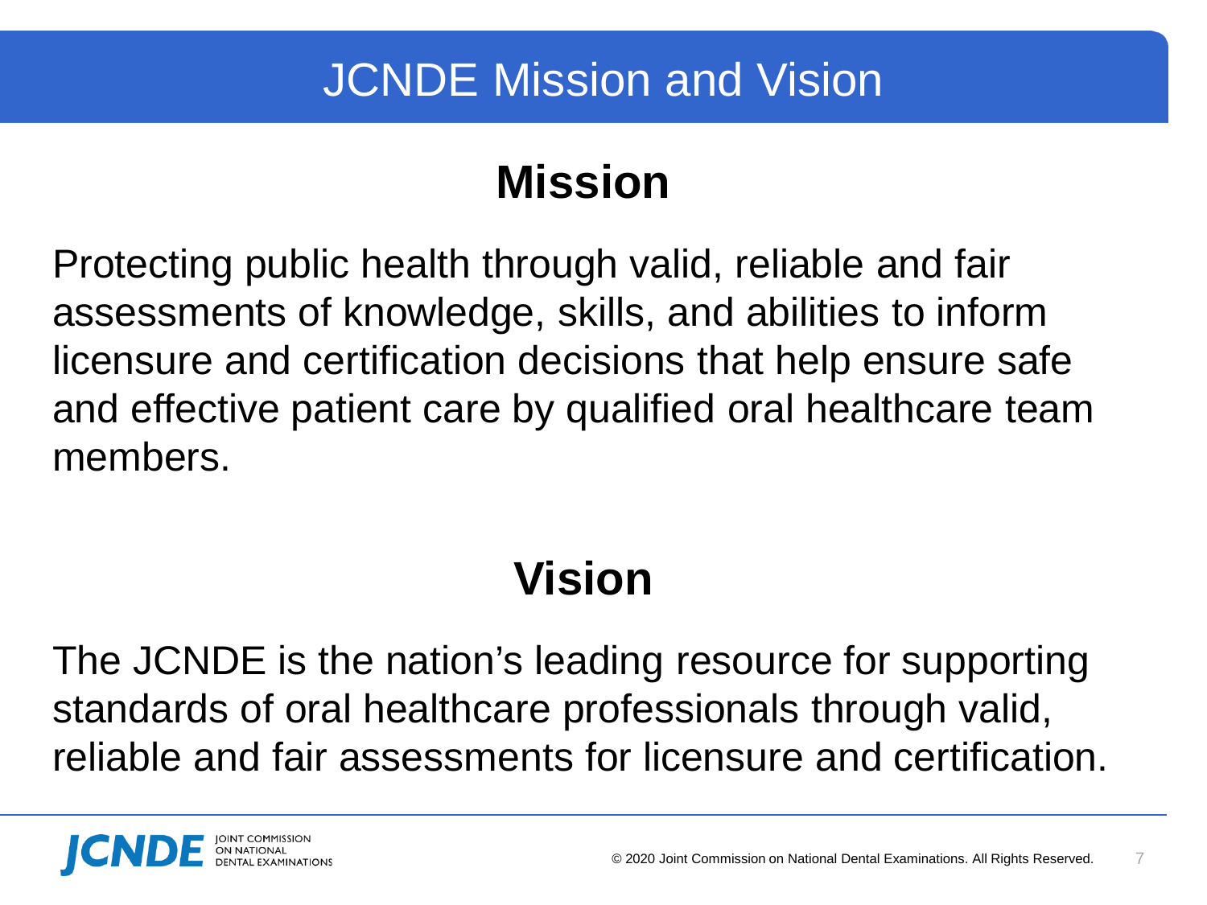# JCNDE Mission and Vision

## Mission

Protecting public health through valid, reliable and fair assessments of knowledge, skills, and abilities to inform licensure and certification decisions that help ensure safe and effective patient care by qualified oral healthcare team members.

## Vision

The JCNDE is the nation's leading resource for supporting standards of oral healthcare professionals through valid, reliable and fair assessments for licensure and certification.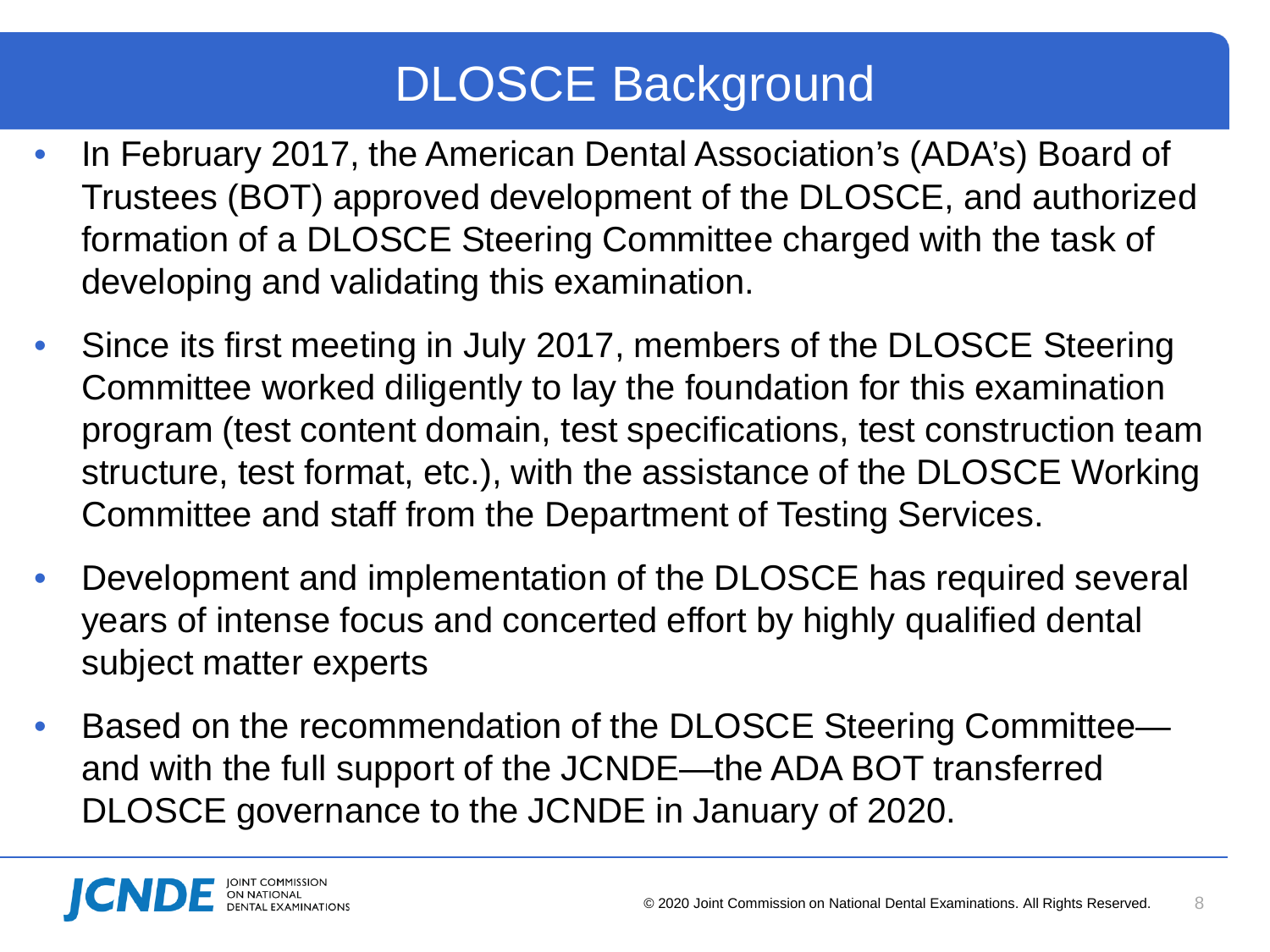# DLOSCE Background

- In February 2017, the American Dental Association's (ADA's) Board of Trustees (BOT) approved development of the DLOSCE, and authorized formation of a DLOSCE Steering Committee charged with the task of developing and validating this examination.
- Since its first meeting in July 2017, members of the DLOSCE Steering Committee worked diligently to lay the foundation for this examination program (test content domain, test specifications, test construction team structure, test format, etc.), with the assistance of the DLOSCE Working Committee and staff from the Department of Testing Services.
- Development and implementation of the DLOSCE has required several years of intense focus and concerted effort by highly qualified dental subject matter experts
- Based on the recommendation of the DLOSCE Steering Committee—and with the full support of the JCNDE—the ADA BOT transferred DLOSCE governance to the JCNDE in January of 2020.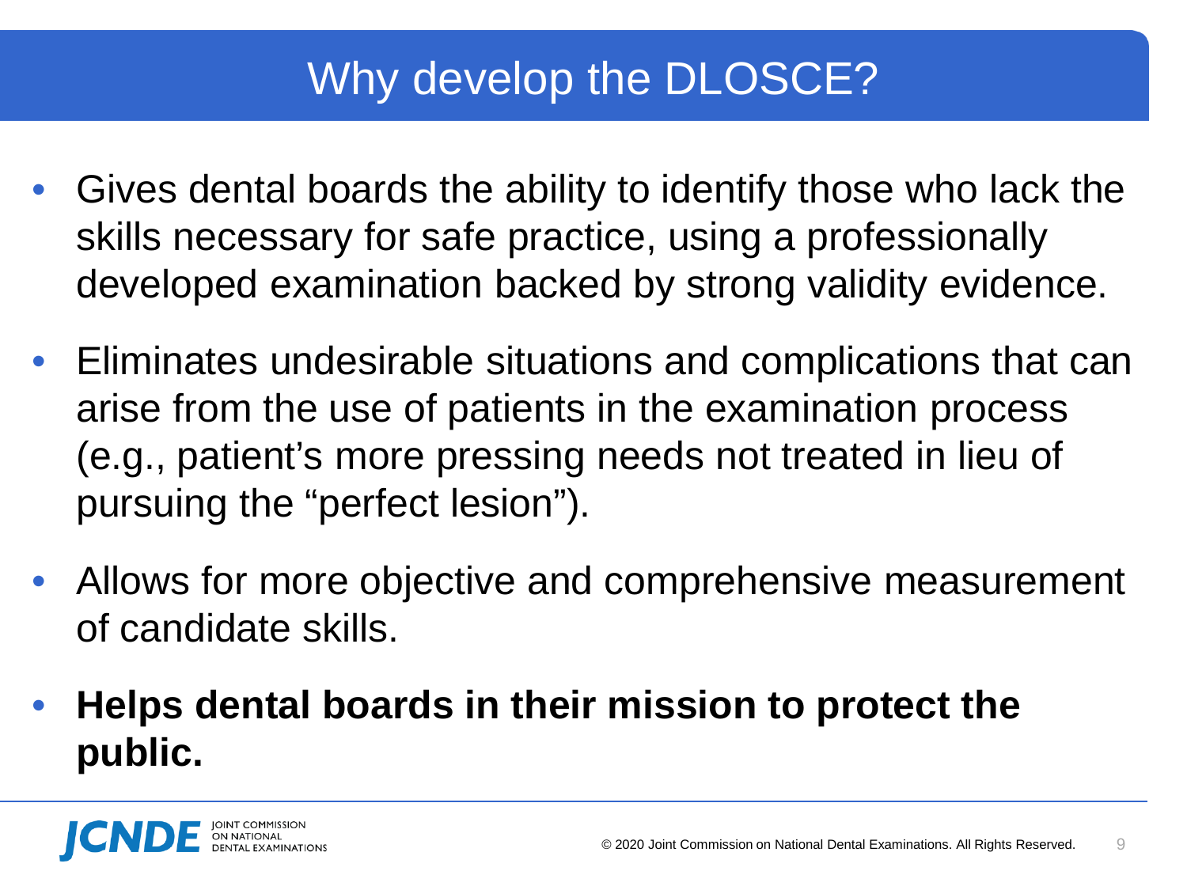# Why develop the DLOSCE?

- Gives dental boards the ability to identify those who lack the skills necessary for safe practice, using a professionally developed examination backed by strong validity evidence.
- Eliminates undesirable situations and complications that can arise from the use of patients in the examination process (e.g., patient's more pressing needs not treated in lieu of pursuing the "perfect lesion").
- Allows for more objective and comprehensive measurement of candidate skills.
- **Helps dental boards in their mission to protect the public.**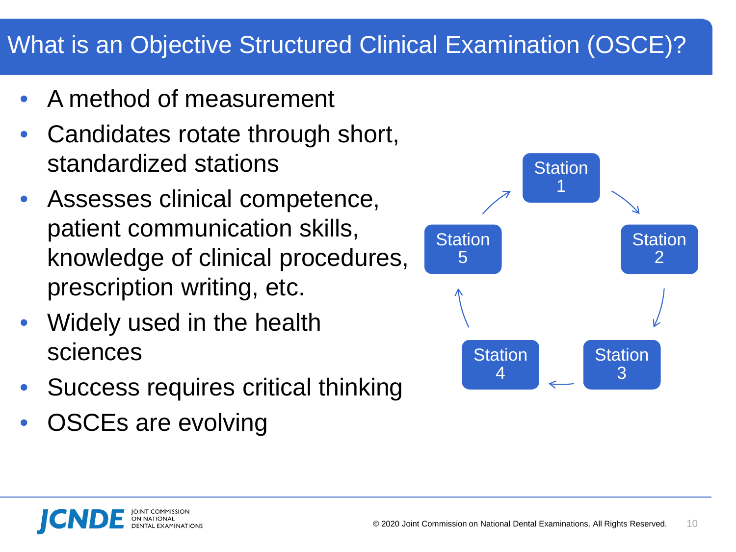# What is an Objective Structured Clinical Examination (OSCE)?

- A method of measurement
- Candidates rotate through short, standardized stations
- Assesses clinical competence, patient communication skills, knowledge of clinical procedures, prescription writing, etc.
- Widely used in the health sciences
- Success requires critical thinking
- OSCEs are evolving

Station 1 → Station 2 → Station 3 → Station 4 → Station 5 → Station 1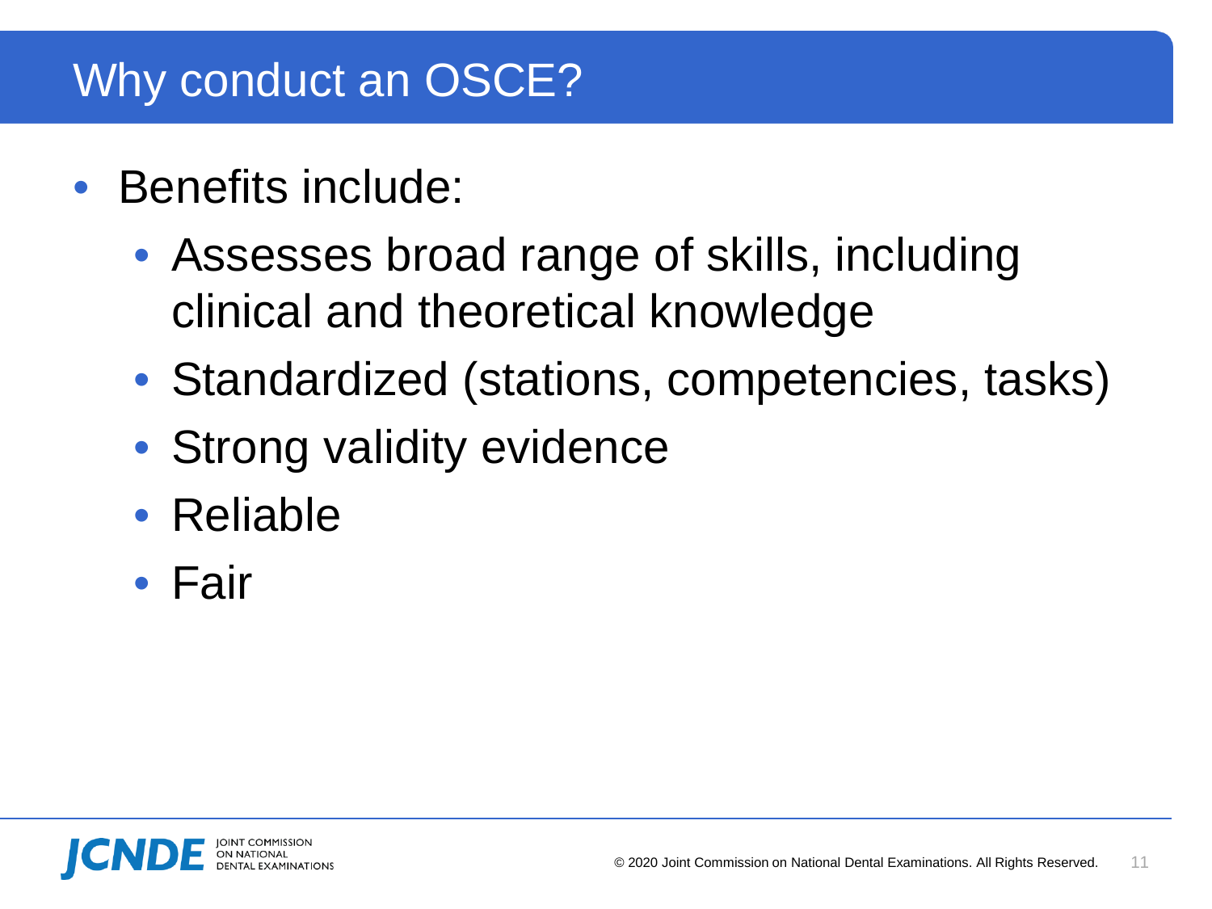# Why conduct an OSCE?

- Benefits include:
  - Assesses broad range of skills, including clinical and theoretical knowledge
  - Standardized (stations, competencies, tasks)
  - Strong validity evidence
  - Reliable
  - Fair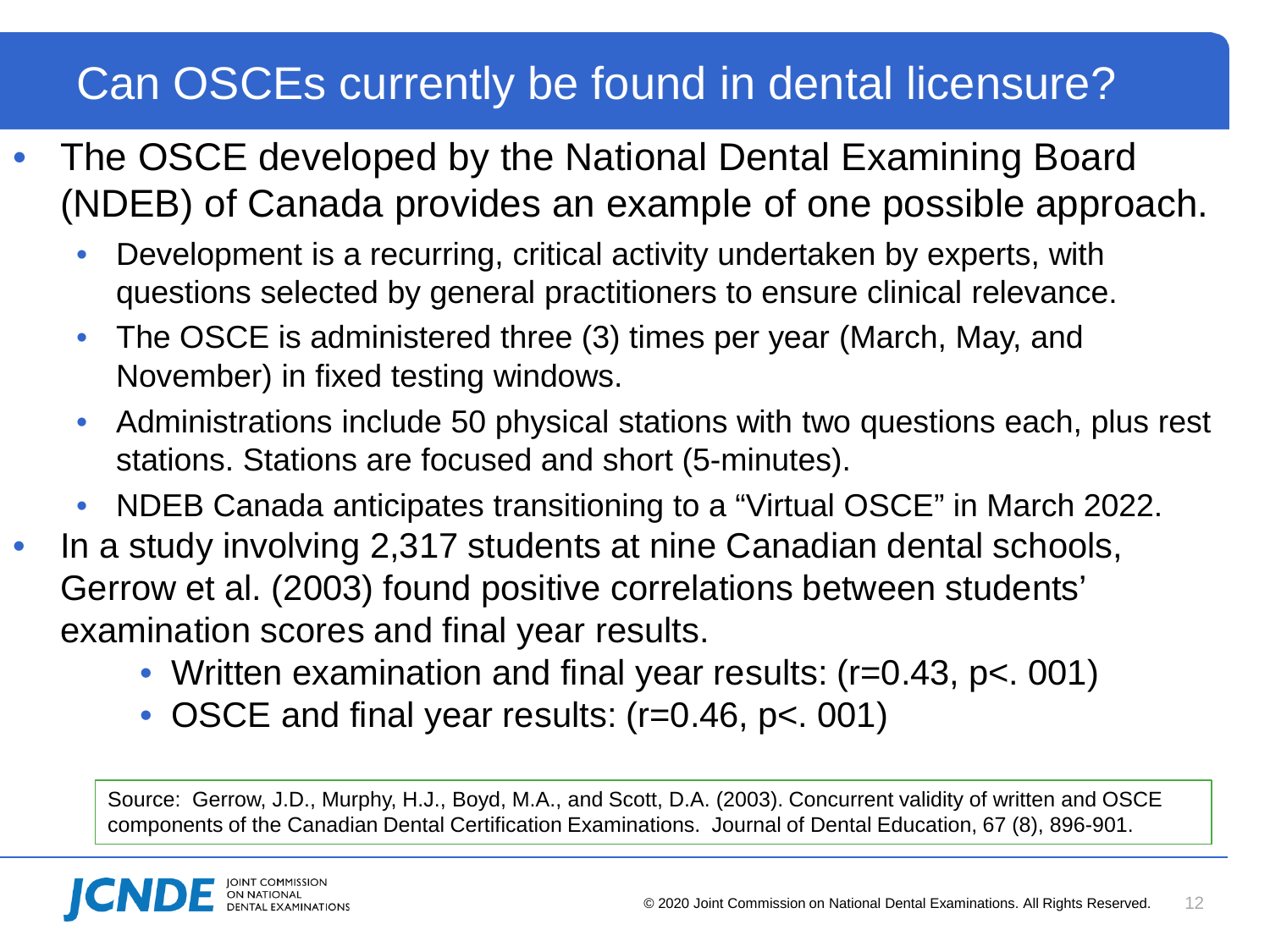# Can OSCEs currently be found in dental licensure?

- The OSCE developed by the National Dental Examining Board (NDEB) of Canada provides an example of one possible approach.
  - Development is a recurring, critical activity undertaken by experts, with questions selected by general practitioners to ensure clinical relevance.
  - The OSCE is administered three (3) times per year (March, May, and November) in fixed testing windows.
  - Administrations include 50 physical stations with two questions each, plus rest stations. Stations are focused and short (5-minutes).
  - NDEB Canada anticipates transitioning to a "Virtual OSCE" in March 2022.
- In a study involving 2,317 students at nine Canadian dental schools, Gerrow et al. (2003) found positive correlations between students' examination scores and final year results.
  - Written examination and final year results: ($r=0.43$, $p<.001$)
  - OSCE and final year results: ($r=0.46$, $p<.001$)

Source: Gerrow, J.D., Murphy, H.J., Boyd, M.A., and Scott, D.A. (2003). Concurrent validity of written and OSCE components of the Canadian Dental Certification Examinations. Journal of Dental Education, 67 (8), 896-901.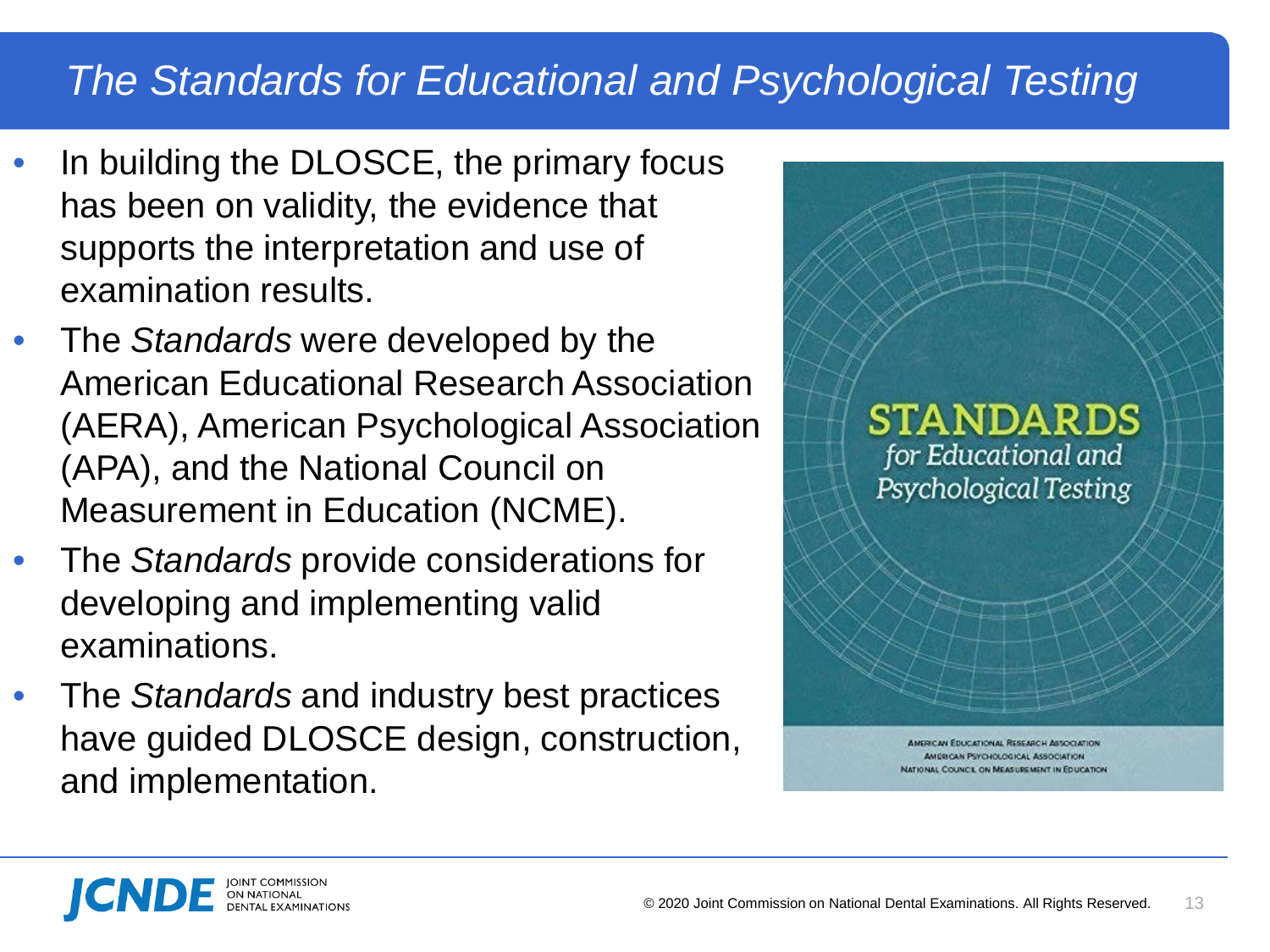# *The Standards for Educational and Psychological Testing*

- In building the DLOSCE, the primary focus has been on validity, the evidence that supports the interpretation and use of examination results.
- The *Standards* were developed by the American Educational Research Association (AERA), American Psychological Association (APA), and the National Council on Measurement in Education (NCME).
- The *Standards* provide considerations for developing and implementing valid examinations.
- The *Standards* and industry best practices have guided DLOSCE design, construction, and implementation.

STANDARDS
*for Educational and Psychological Testing*

AMERICAN EDUCATIONAL RESEARCH ASSOCIATION
AMERICAN PSYCHOLOGICAL ASSOCIATION
NATIONAL COUNCIL ON MEASUREMENT IN EDUCATION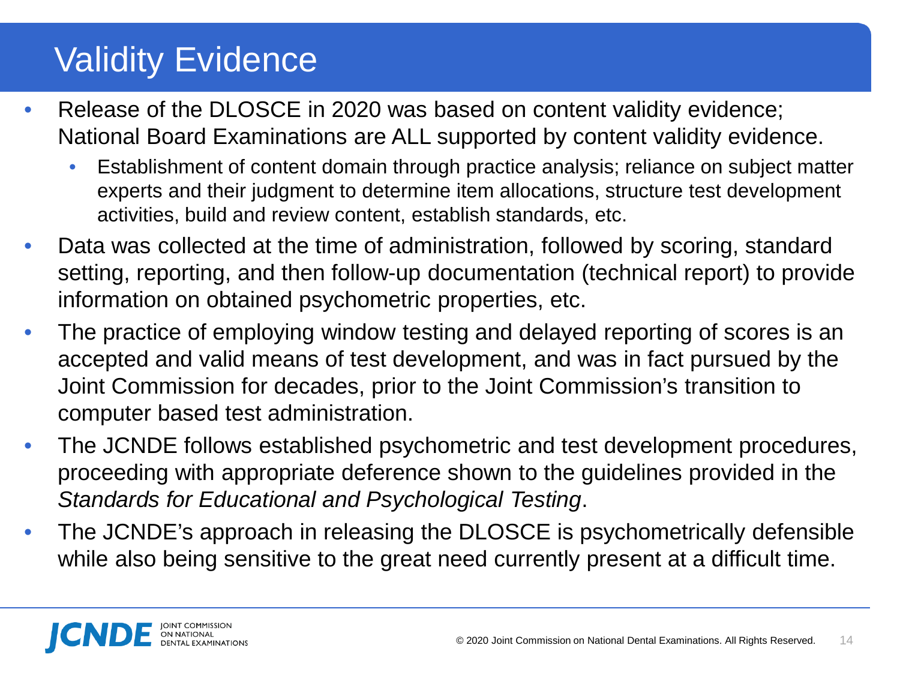# Validity Evidence

- Release of the DLOSCE in 2020 was based on content validity evidence; National Board Examinations are ALL supported by content validity evidence.
  - Establishment of content domain through practice analysis; reliance on subject matter experts and their judgment to determine item allocations, structure test development activities, build and review content, establish standards, etc.
- Data was collected at the time of administration, followed by scoring, standard setting, reporting, and then follow-up documentation (technical report) to provide information on obtained psychometric properties, etc.
- The practice of employing window testing and delayed reporting of scores is an accepted and valid means of test development, and was in fact pursued by the Joint Commission for decades, prior to the Joint Commission's transition to computer based test administration.
- The JCNDE follows established psychometric and test development procedures, proceeding with appropriate deference shown to the guidelines provided in the *Standards for Educational and Psychological Testing*.
- The JCNDE's approach in releasing the DLOSCE is psychometrically defensible while also being sensitive to the great need currently present at a difficult time.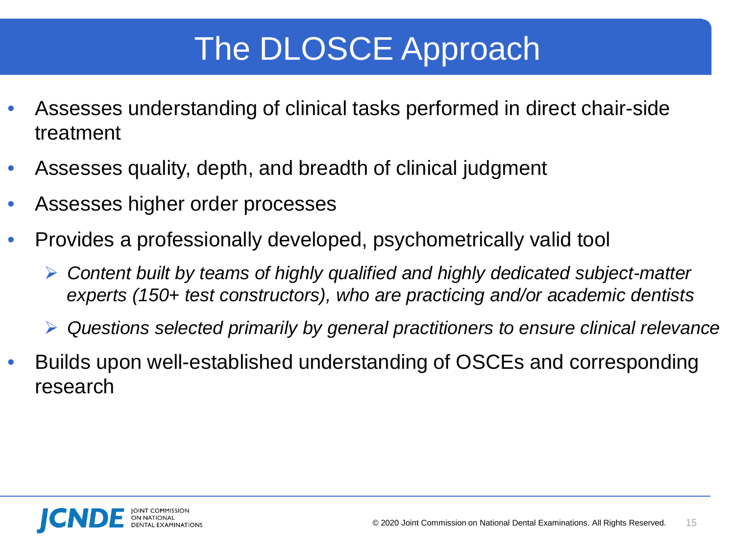# The DLOSCE Approach

- Assesses understanding of clinical tasks performed in direct chair-side treatment
- Assesses quality, depth, and breadth of clinical judgment
- Assesses higher order processes
- Provides a professionally developed, psychometrically valid tool
  - *Content built by teams of highly qualified and highly dedicated subject-matter experts (150+ test constructors), who are practicing and/or academic dentists*
  - *Questions selected primarily by general practitioners to ensure clinical relevance*
- Builds upon well-established understanding of OSCEs and corresponding research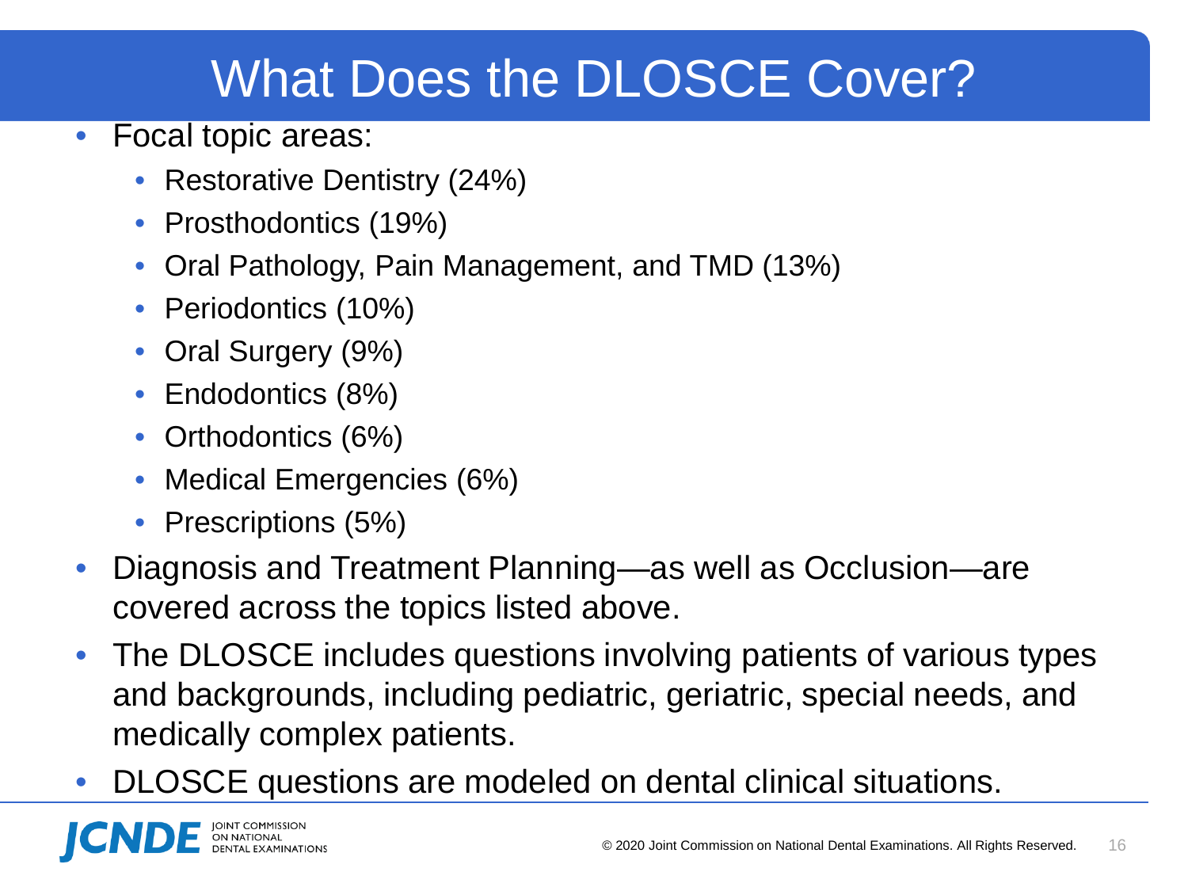# What Does the DLOSCE Cover?

- Focal topic areas:
  - Restorative Dentistry (24%)
  - Prosthodontics (19%)
  - Oral Pathology, Pain Management, and TMD (13%)
  - Periodontics (10%)
  - Oral Surgery (9%)
  - Endodontics (8%)
  - Orthodontics (6%)
  - Medical Emergencies (6%)
  - Prescriptions (5%)
- Diagnosis and Treatment Planning—as well as Occlusion—are covered across the topics listed above.
- The DLOSCE includes questions involving patients of various types and backgrounds, including pediatric, geriatric, special needs, and medically complex patients.
- DLOSCE questions are modeled on dental clinical situations.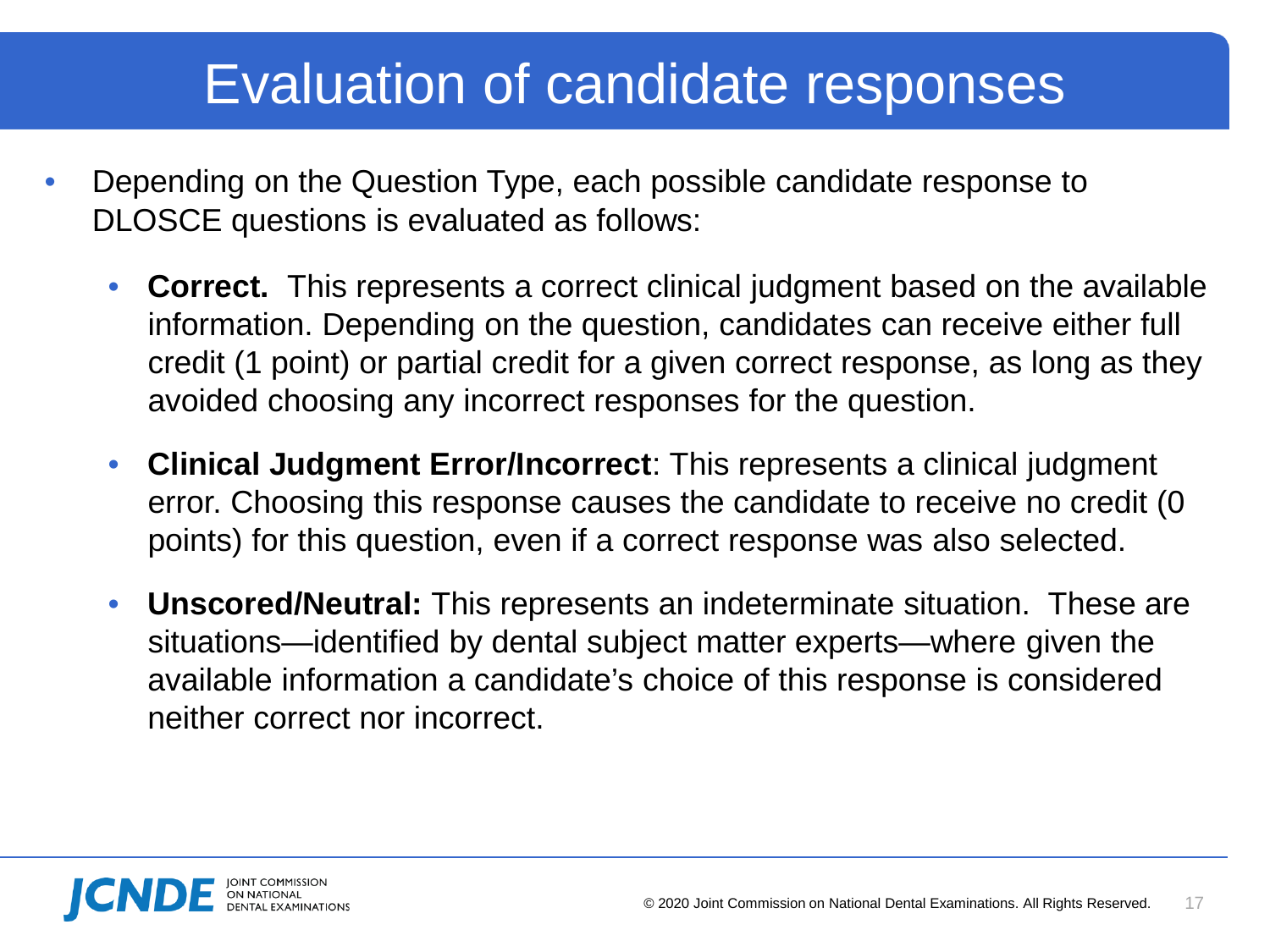# Evaluation of candidate responses

- Depending on the Question Type, each possible candidate response to DLOSCE questions is evaluated as follows:
  - **Correct.** This represents a correct clinical judgment based on the available information. Depending on the question, candidates can receive either full credit (1 point) or partial credit for a given correct response, as long as they avoided choosing any incorrect responses for the question.
  - **Clinical Judgment Error/Incorrect**: This represents a clinical judgment error. Choosing this response causes the candidate to receive no credit (0 points) for this question, even if a correct response was also selected.
  - **Unscored/Neutral:** This represents an indeterminate situation. These are situations—identified by dental subject matter experts—where given the available information a candidate's choice of this response is considered neither correct nor incorrect.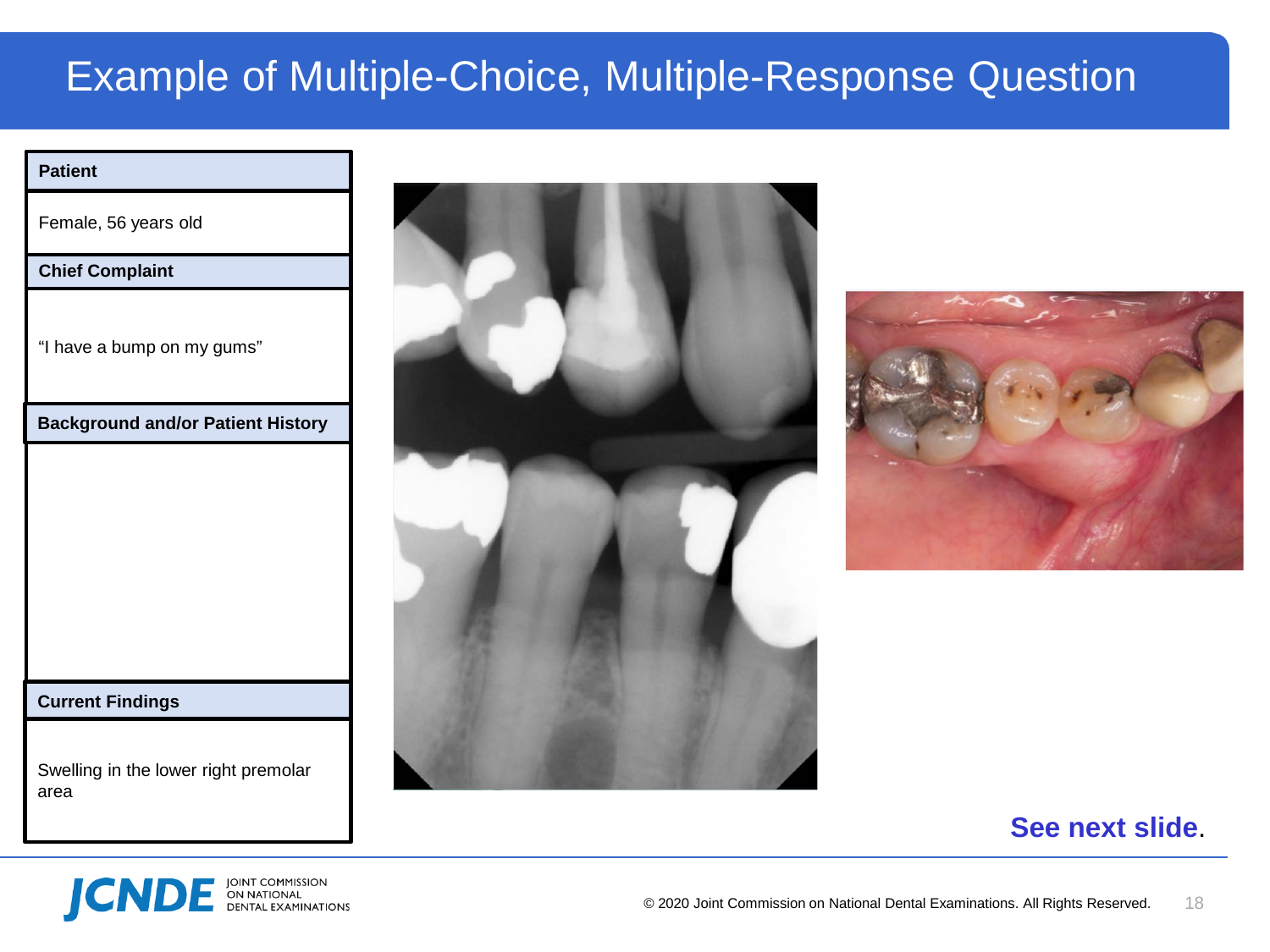# Example of Multiple-Choice, Multiple-Response Question

| Patient |
| --- |
| Female, 56 years old |
| **Chief Complaint** |
| "I have a bump on my gums" |
| **Background and/or Patient History** |
| |
| **Current Findings** |
| Swelling in the lower right premolar area |

**See next slide**.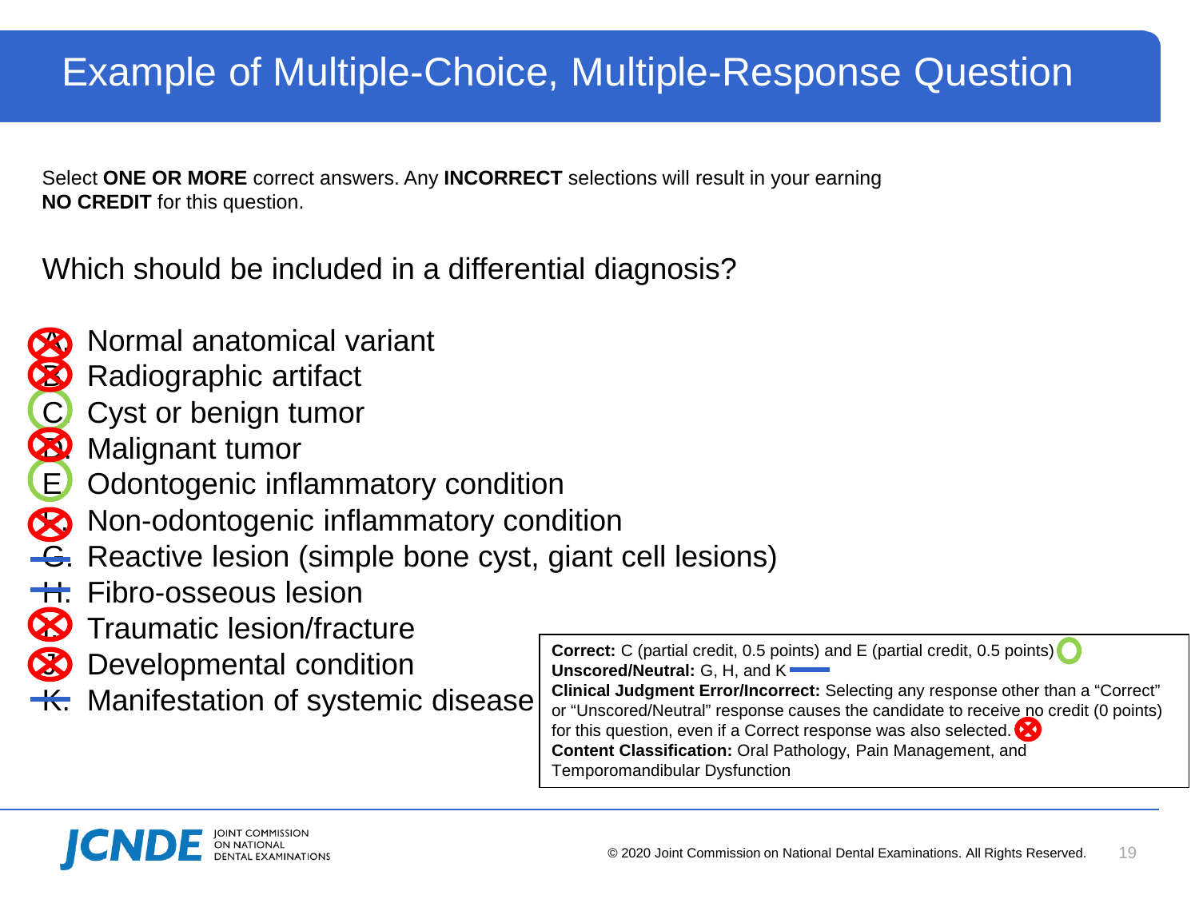# Example of Multiple-Choice, Multiple-Response Question

Select **ONE OR MORE** correct answers. Any **INCORRECT** selections will result in your earning **NO CREDIT** for this question.

Which should be included in a differential diagnosis?

- A. Normal anatomical variant
- B. Radiographic artifact
- C. Cyst or benign tumor
- D. Malignant tumor
- E. Odontogenic inflammatory condition
- F. Non-odontogenic inflammatory condition
- G. Reactive lesion (simple bone cyst, giant cell lesions)
- H. Fibro-osseous lesion
- I. Traumatic lesion/fracture
- J. Developmental condition
- K. Manifestation of systemic disease

**Correct:** C (partial credit, 0.5 points) and E (partial credit, 0.5 points)
**Unscored/Neutral:** G, H, and K
**Clinical Judgment Error/Incorrect:** Selecting any response other than a "Correct" or "Unscored/Neutral" response causes the candidate to receive no credit (0 points) for this question, even if a Correct response was also selected.
**Content Classification:** Oral Pathology, Pain Management, and Temporomandibular Dysfunction

© 2020 Joint Commission on National Dental Examinations. All Rights Reserved.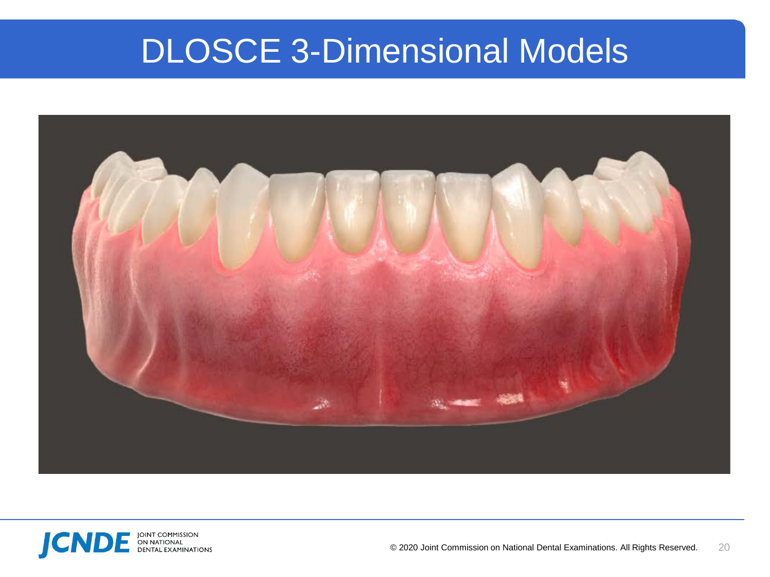# DLOSCE 3-Dimensional Models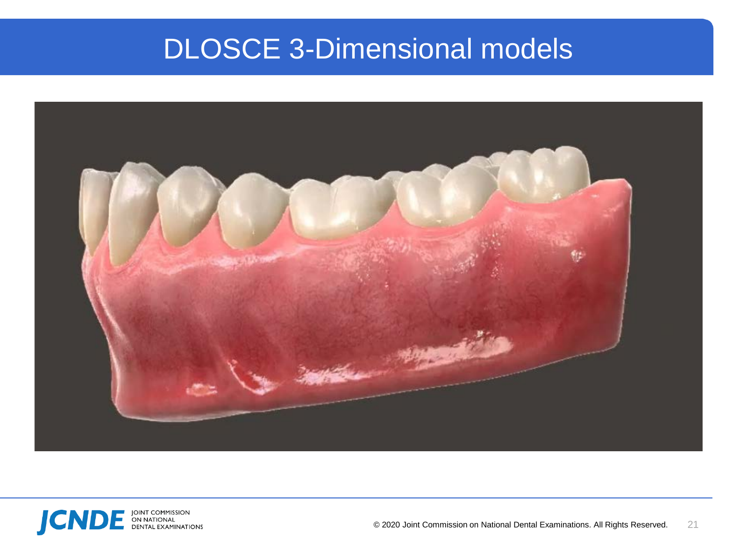# DLOSCE 3-Dimensional models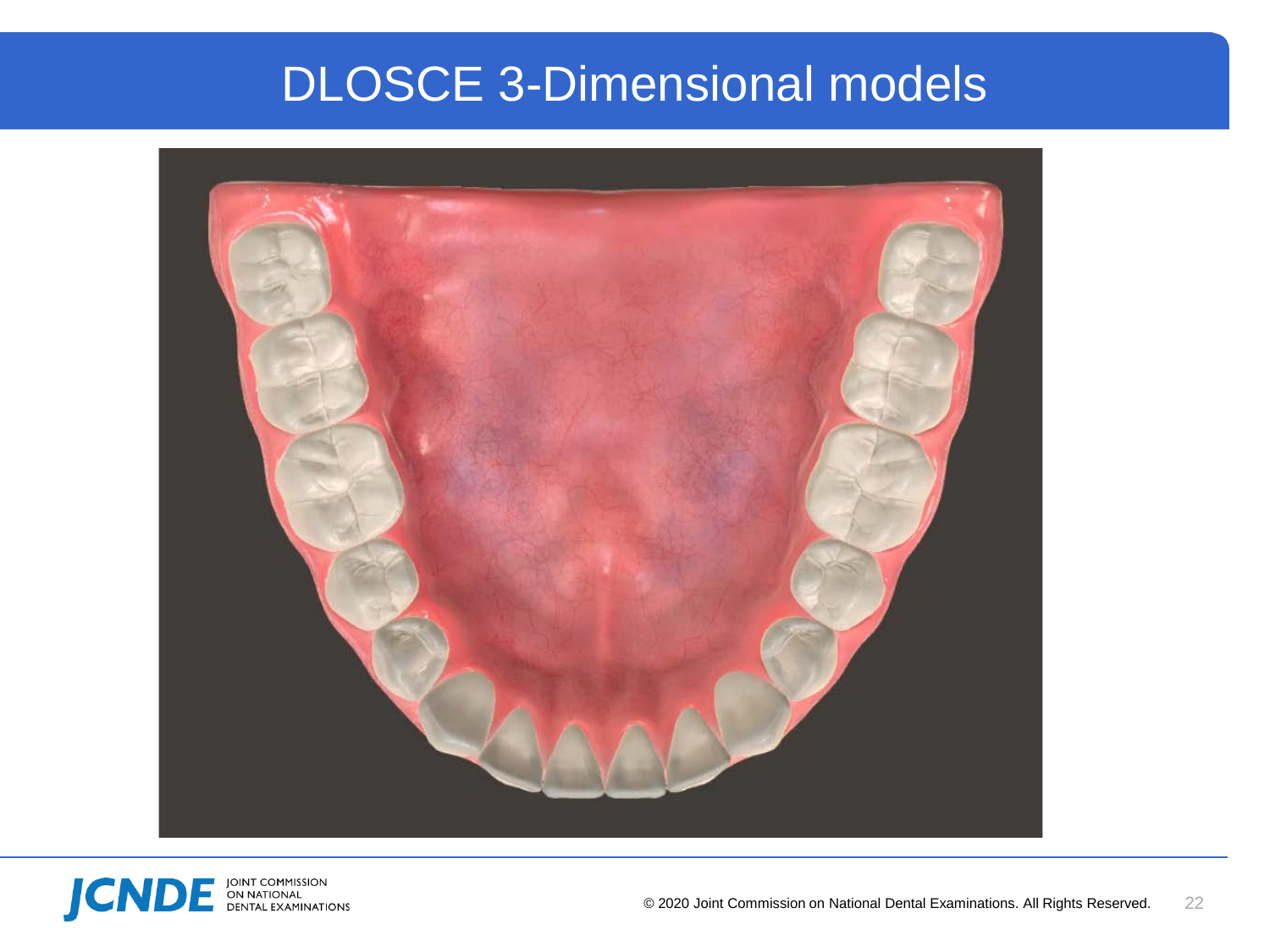# DLOSCE 3-Dimensional models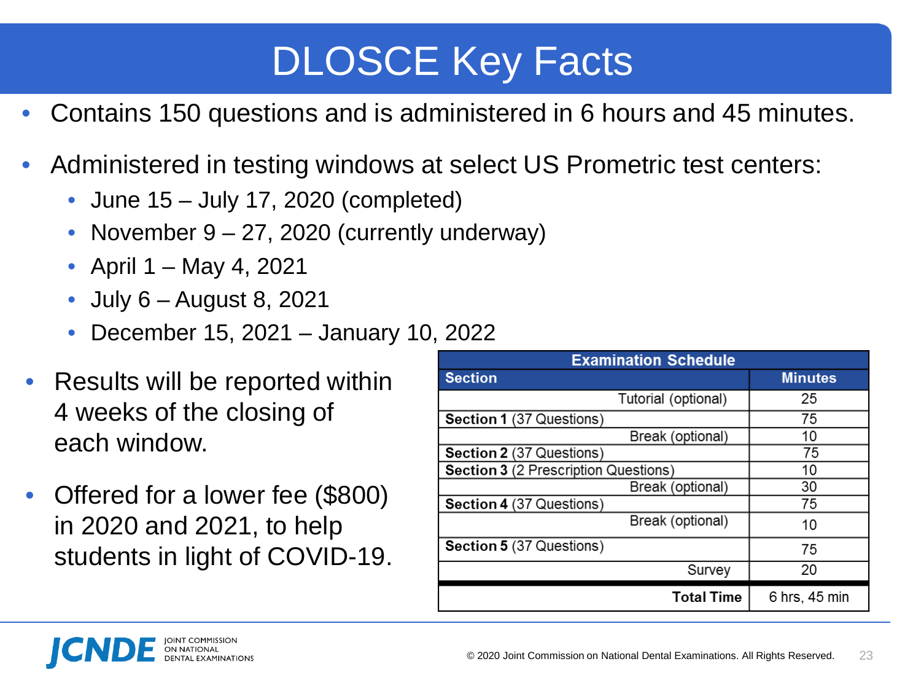# DLOSCE Key Facts

- Contains 150 questions and is administered in 6 hours and 45 minutes.
- Administered in testing windows at select US Prometric test centers:
  - June 15 – July 17, 2020 (completed)
  - November 9 – 27, 2020 (currently underway)
  - April 1 – May 4, 2021
  - July 6 – August 8, 2021
  - December 15, 2021 – January 10, 2022
- Results will be reported within 4 weeks of the closing of each window.
- Offered for a lower fee ($800) in 2020 and 2021, to help students in light of COVID-19.

| Examination Schedule | |
|---|---|
| **Section** | **Minutes** |
| Tutorial (optional) | 25 |
| **Section 1** (37 Questions) | 75 |
| Break (optional) | 10 |
| **Section 2** (37 Questions) | 75 |
| **Section 3** (2 Prescription Questions) | 10 |
| Break (optional) | 30 |
| **Section 4** (37 Questions) | 75 |
| Break (optional) | 10 |
| **Section 5** (37 Questions) | 75 |
| Survey | 20 |
| **Total Time** | 6 hrs, 45 min |

JCNDE Joint Commission on National Dental Examinations

© 2020 Joint Commission on National Dental Examinations. All Rights Reserved.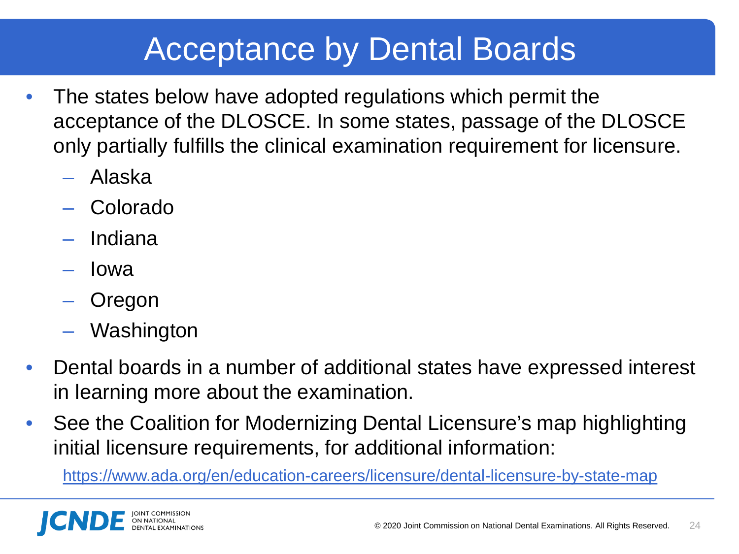# Acceptance by Dental Boards

- The states below have adopted regulations which permit the acceptance of the DLOSCE. In some states, passage of the DLOSCE only partially fulfills the clinical examination requirement for licensure.
  - Alaska
  - Colorado
  - Indiana
  - Iowa
  - Oregon
  - Washington
- Dental boards in a number of additional states have expressed interest in learning more about the examination.
- See the Coalition for Modernizing Dental Licensure's map highlighting initial licensure requirements, for additional information:

  https://www.ada.org/en/education-careers/licensure/dental-licensure-by-state-map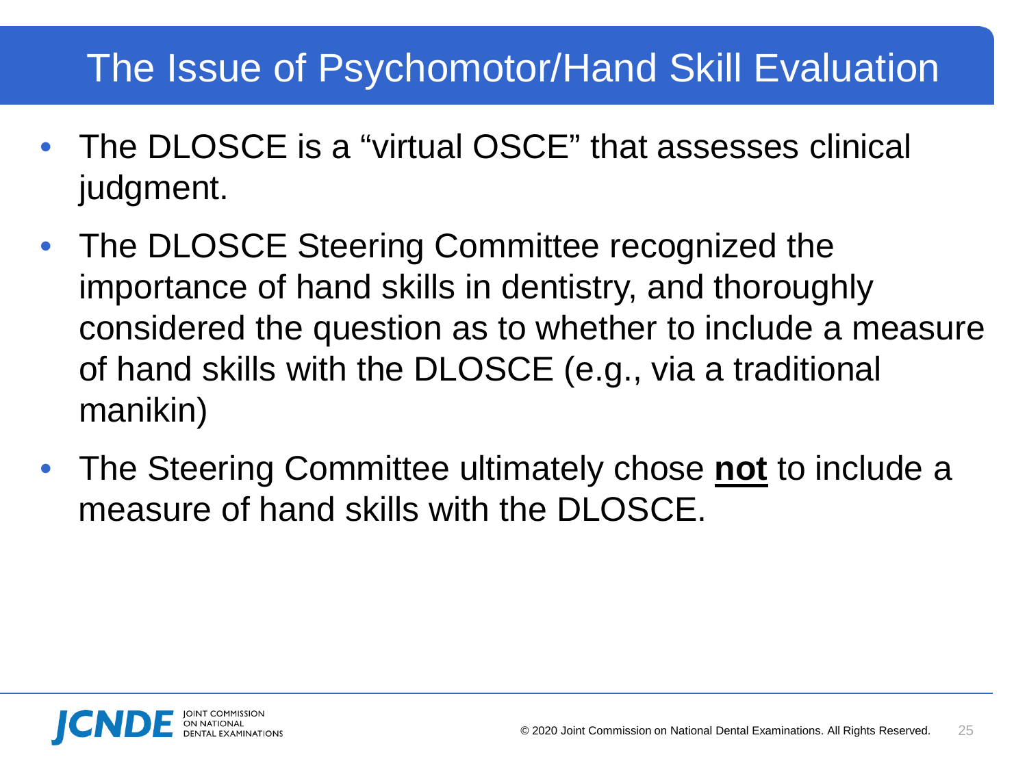# The Issue of Psychomotor/Hand Skill Evaluation

- The DLOSCE is a "virtual OSCE" that assesses clinical judgment.
- The DLOSCE Steering Committee recognized the importance of hand skills in dentistry, and thoroughly considered the question as to whether to include a measure of hand skills with the DLOSCE (e.g., via a traditional manikin)
- The Steering Committee ultimately chose **not** to include a measure of hand skills with the DLOSCE.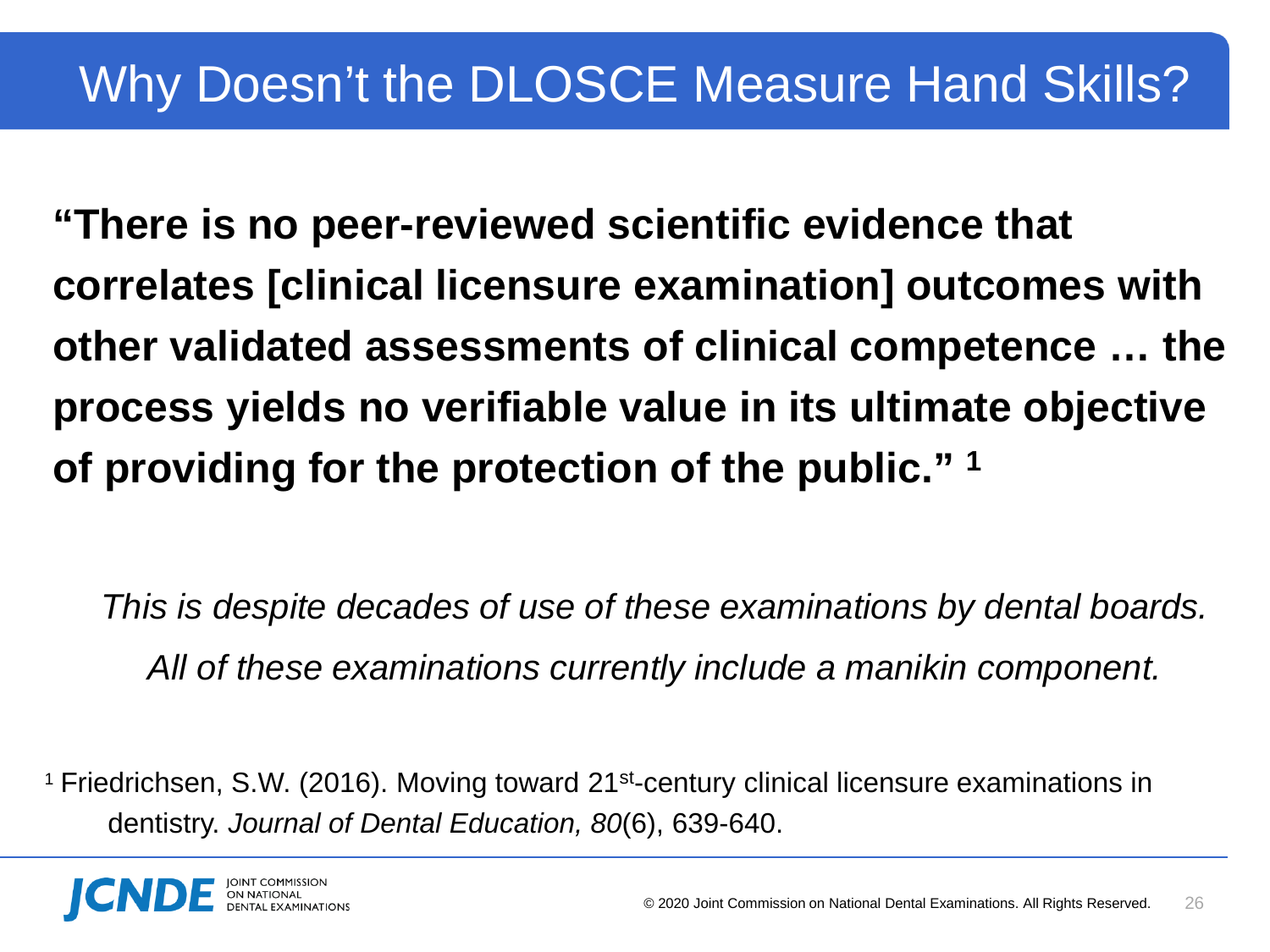# Why Doesn't the DLOSCE Measure Hand Skills?

**"There is no peer-reviewed scientific evidence that correlates [clinical licensure examination] outcomes with other validated assessments of clinical competence … the process yields no verifiable value in its ultimate objective of providing for the protection of the public."** [1]

*This is despite decades of use of these examinations by dental boards. All of these examinations currently include a manikin component.*

[1] Friedrichsen, S.W. (2016). Moving toward 21st-century clinical licensure examinations in dentistry. *Journal of Dental Education, 80*(6), 639-640.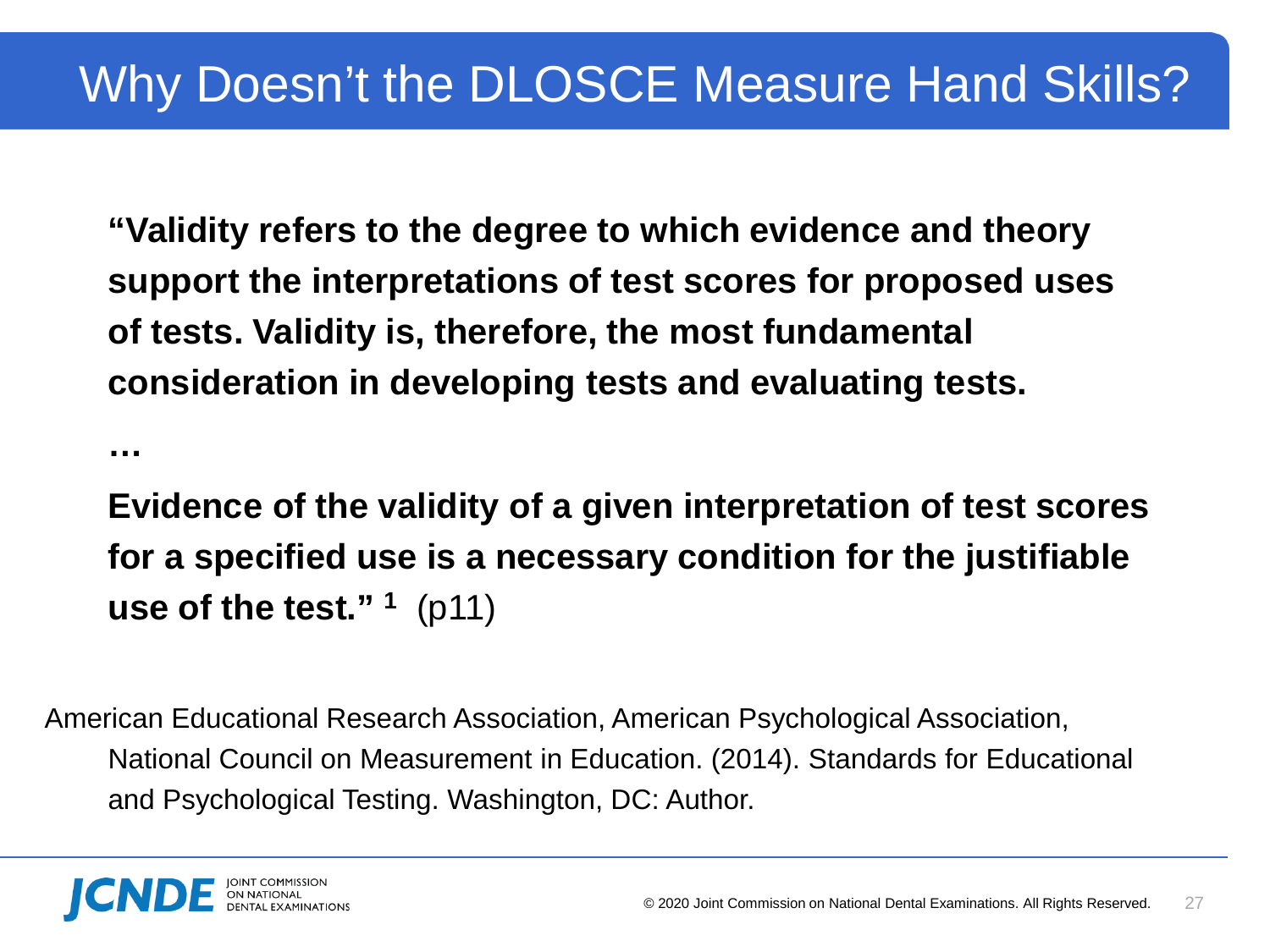# Why Doesn't the DLOSCE Measure Hand Skills?

**"Validity refers to the degree to which evidence and theory support the interpretations of test scores for proposed uses of tests. Validity is, therefore, the most fundamental consideration in developing tests and evaluating tests.**

**…**

**Evidence of the validity of a given interpretation of test scores for a specified use is a necessary condition for the justifiable use of the test."** [1] (p11)

American Educational Research Association, American Psychological Association, National Council on Measurement in Education. (2014). Standards for Educational and Psychological Testing. Washington, DC: Author.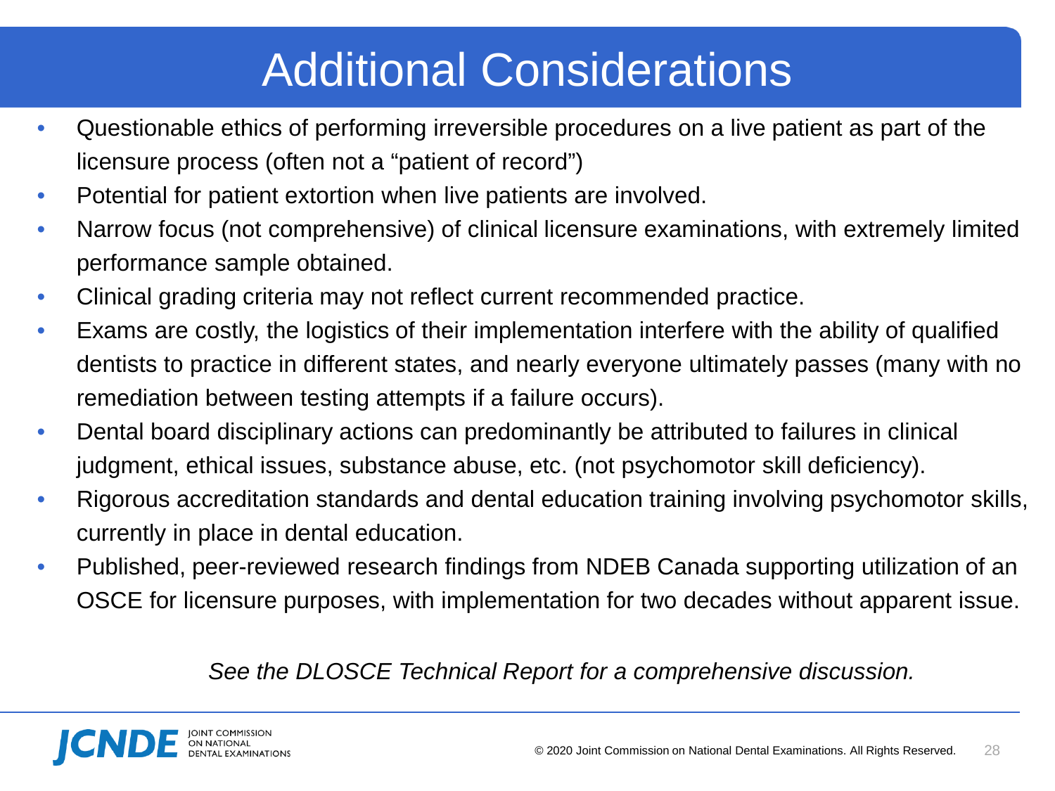# Additional Considerations

- Questionable ethics of performing irreversible procedures on a live patient as part of the licensure process (often not a "patient of record")
- Potential for patient extortion when live patients are involved.
- Narrow focus (not comprehensive) of clinical licensure examinations, with extremely limited performance sample obtained.
- Clinical grading criteria may not reflect current recommended practice.
- Exams are costly, the logistics of their implementation interfere with the ability of qualified dentists to practice in different states, and nearly everyone ultimately passes (many with no remediation between testing attempts if a failure occurs).
- Dental board disciplinary actions can predominantly be attributed to failures in clinical judgment, ethical issues, substance abuse, etc. (not psychomotor skill deficiency).
- Rigorous accreditation standards and dental education training involving psychomotor skills, currently in place in dental education.
- Published, peer-reviewed research findings from NDEB Canada supporting utilization of an OSCE for licensure purposes, with implementation for two decades without apparent issue.

*See the DLOSCE Technical Report for a comprehensive discussion.*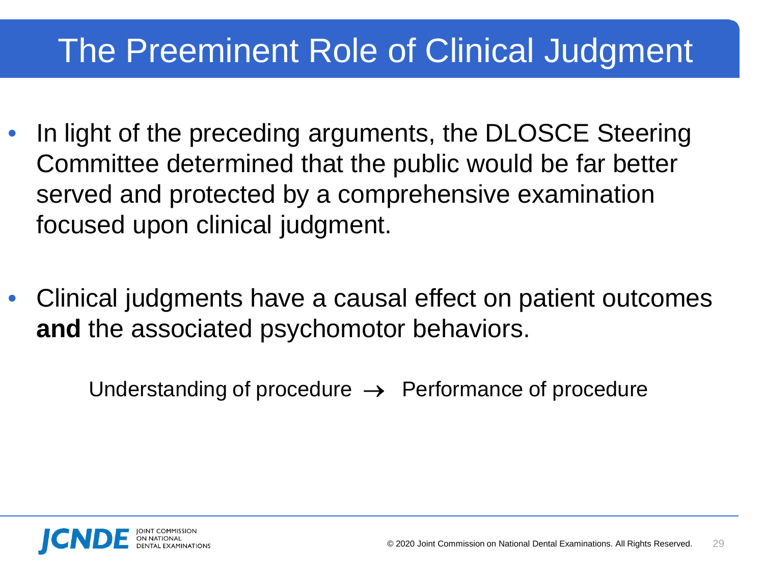# The Preeminent Role of Clinical Judgment

- In light of the preceding arguments, the DLOSCE Steering Committee determined that the public would be far better served and protected by a comprehensive examination focused upon clinical judgment.

- Clinical judgments have a causal effect on patient outcomes **and** the associated psychomotor behaviors.

Understanding of procedure → Performance of procedure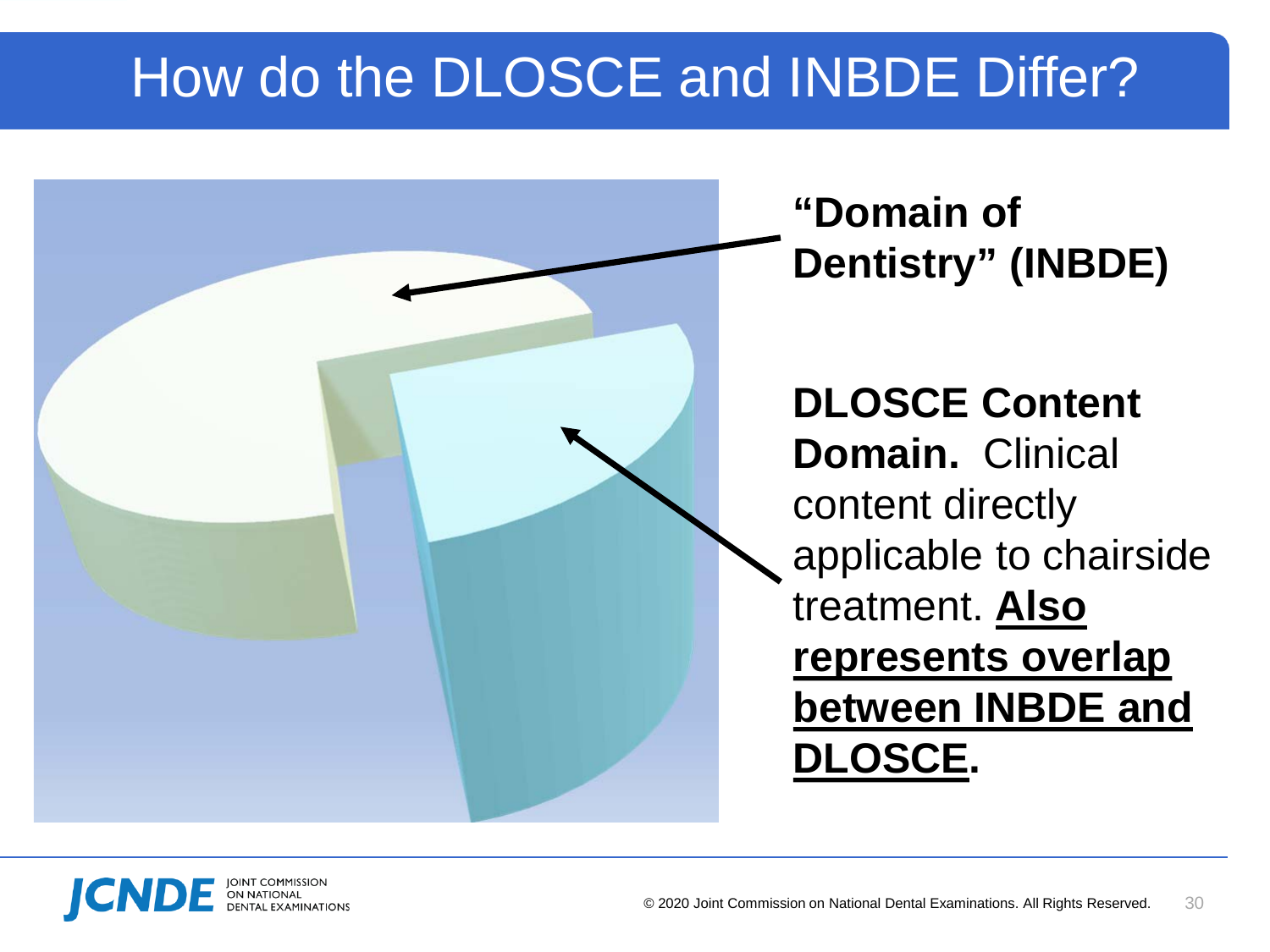# How do the DLOSCE and INBDE Differ?

**"Domain of Dentistry" (INBDE)**

**DLOSCE Content Domain.** Clinical content directly applicable to chairside treatment. **Also represents overlap between INBDE and DLOSCE.**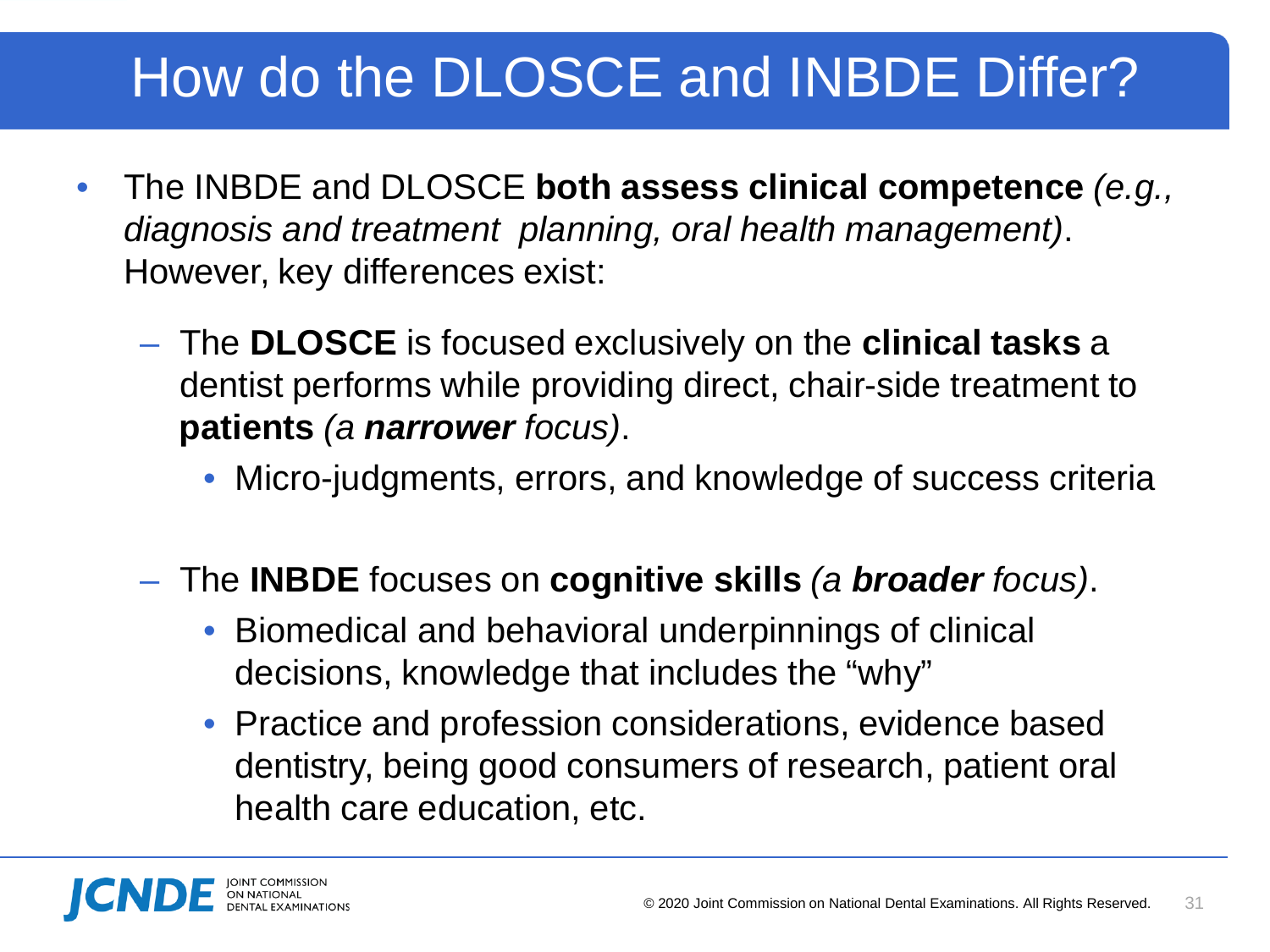# How do the DLOSCE and INBDE Differ?

- The INBDE and DLOSCE **both assess clinical competence** *(e.g., diagnosis and treatment planning, oral health management)*. However, key differences exist:
  - The **DLOSCE** is focused exclusively on the **clinical tasks** a dentist performs while providing direct, chair-side treatment to **patients** *(a **narrower** focus)*.
    - Micro-judgments, errors, and knowledge of success criteria
  - The **INBDE** focuses on **cognitive skills** *(a **broader** focus)*.
    - Biomedical and behavioral underpinnings of clinical decisions, knowledge that includes the "why"
    - Practice and profession considerations, evidence based dentistry, being good consumers of research, patient oral health care education, etc.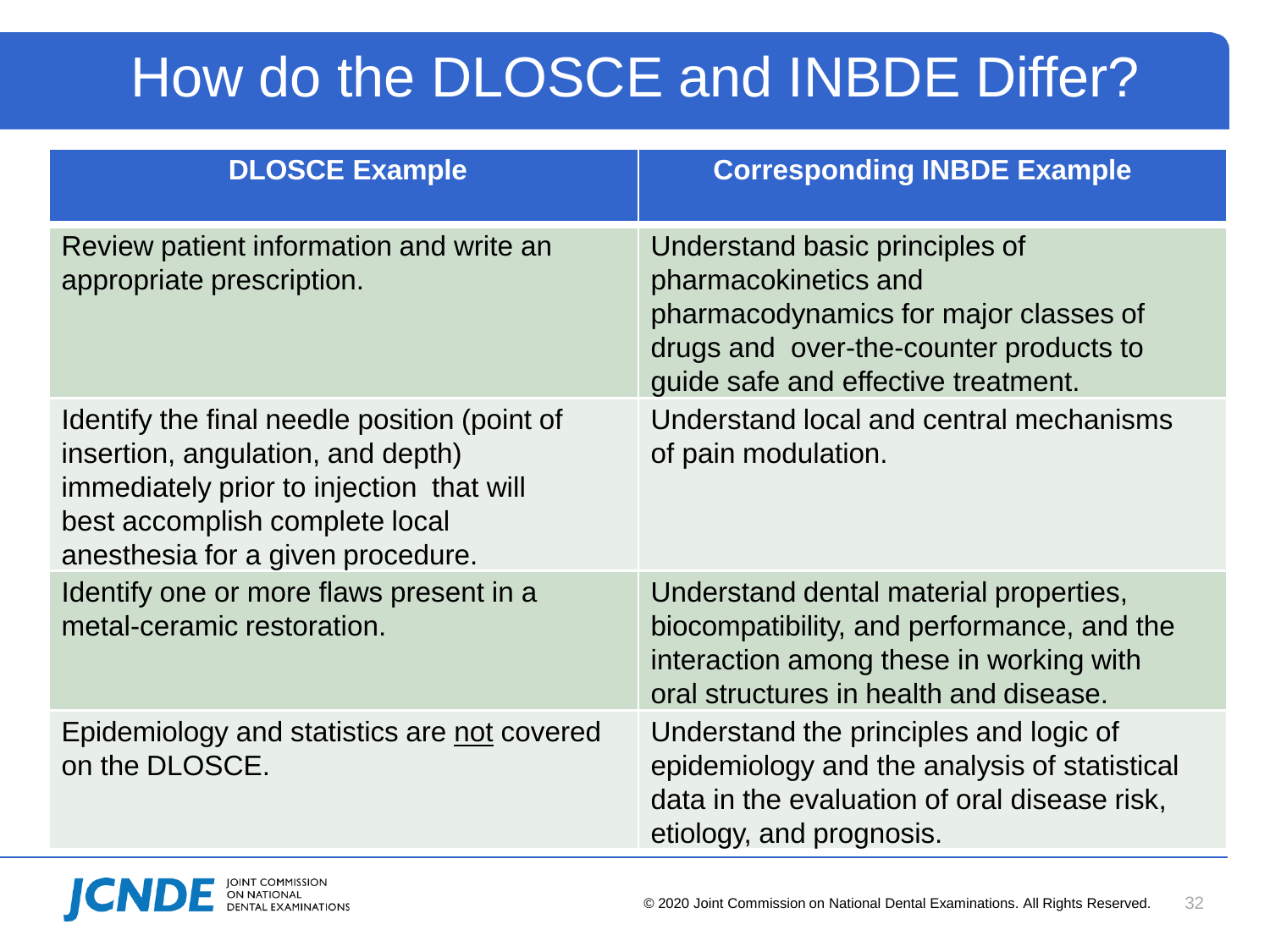# How do the DLOSCE and INBDE Differ?

| DLOSCE Example | Corresponding INBDE Example |
|---|---|
| Review patient information and write an appropriate prescription. | Understand basic principles of pharmacokinetics and pharmacodynamics for major classes of drugs and over-the-counter products to guide safe and effective treatment. |
| Identify the final needle position (point of insertion, angulation, and depth) immediately prior to injection that will best accomplish complete local anesthesia for a given procedure. | Understand local and central mechanisms of pain modulation. |
| Identify one or more flaws present in a metal-ceramic restoration. | Understand dental material properties, biocompatibility, and performance, and the interaction among these in working with oral structures in health and disease. |
| Epidemiology and statistics are <u>not</u> covered on the DLOSCE. | Understand the principles and logic of epidemiology and the analysis of statistical data in the evaluation of oral disease risk, etiology, and prognosis. |

JCNDE JOINT COMMISSION ON NATIONAL DENTAL EXAMINATIONS

© 2020 Joint Commission on National Dental Examinations. All Rights Reserved.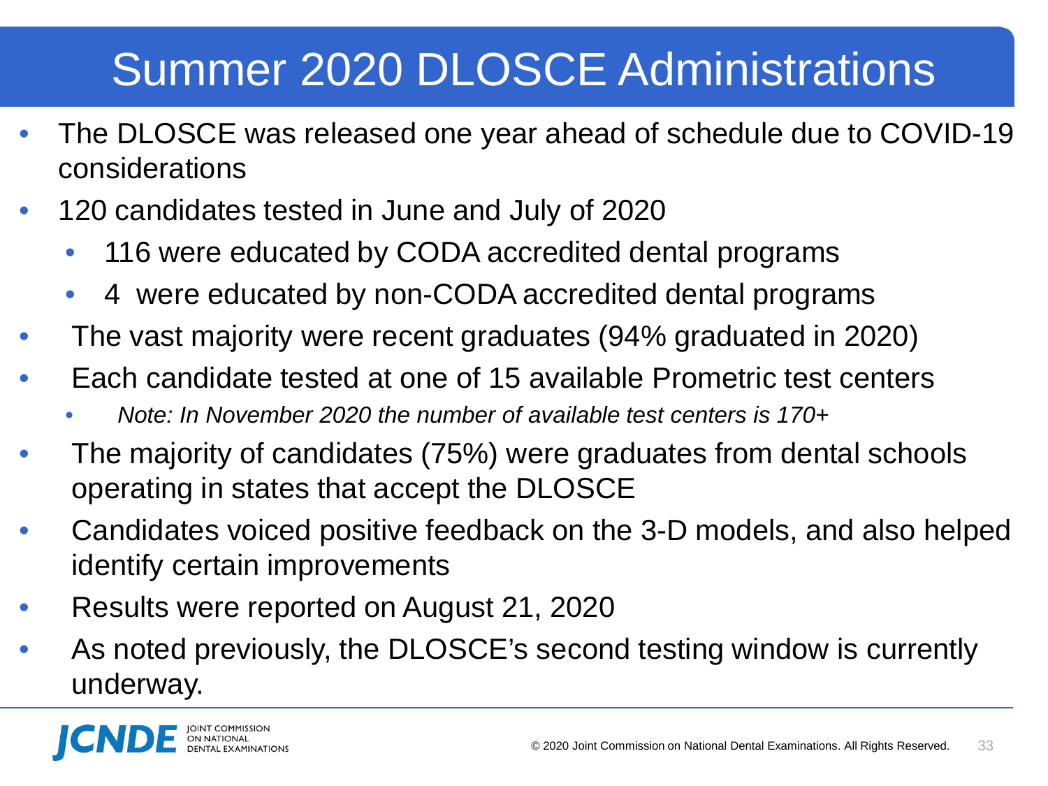# Summer 2020 DLOSCE Administrations

- The DLOSCE was released one year ahead of schedule due to COVID-19 considerations
- 120 candidates tested in June and July of 2020
  - 116 were educated by CODA accredited dental programs
  - 4 were educated by non-CODA accredited dental programs
- The vast majority were recent graduates (94% graduated in 2020)
- Each candidate tested at one of 15 available Prometric test centers
  - *Note: In November 2020 the number of available test centers is 170+*
- The majority of candidates (75%) were graduates from dental schools operating in states that accept the DLOSCE
- Candidates voiced positive feedback on the 3-D models, and also helped identify certain improvements
- Results were reported on August 21, 2020
- As noted previously, the DLOSCE's second testing window is currently underway.

JCNDE JOINT COMMISSION ON NATIONAL DENTAL EXAMINATIONS

© 2020 Joint Commission on National Dental Examinations. All Rights Reserved.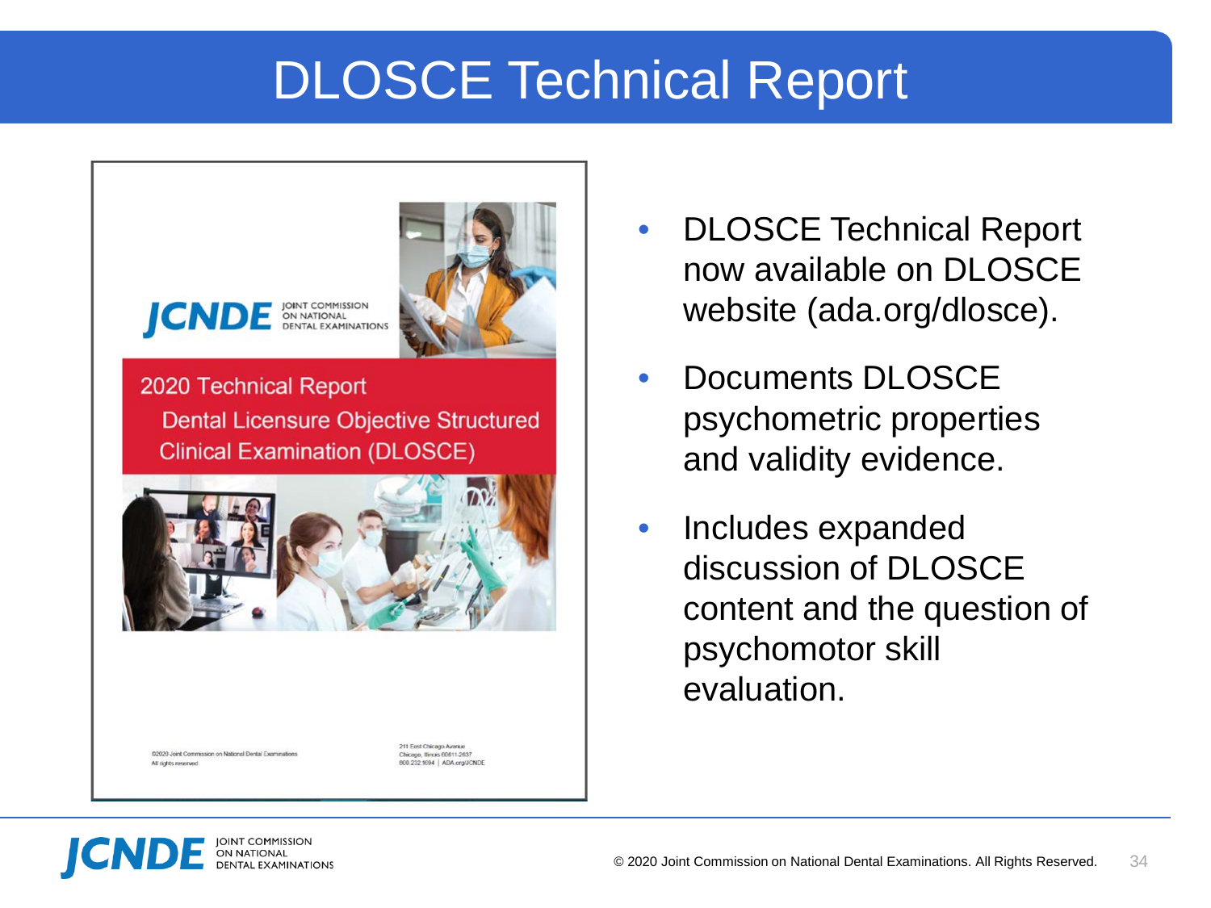# DLOSCE Technical Report

JCNDE JOINT COMMISSION ON NATIONAL DENTAL EXAMINATIONS

2020 Technical Report

Dental Licensure Objective Structured Clinical Examination (DLOSCE)

©2020 Joint Commission on National Dental Examinations
All rights reserved.

211 East Chicago Avenue
Chicago, Illinois 60611-2637
800.232.1694 | ADA.org/JCNDE

- DLOSCE Technical Report now available on DLOSCE website (ada.org/dlosce).
- Documents DLOSCE psychometric properties and validity evidence.
- Includes expanded discussion of DLOSCE content and the question of psychomotor skill evaluation.

© 2020 Joint Commission on National Dental Examinations. All Rights Reserved.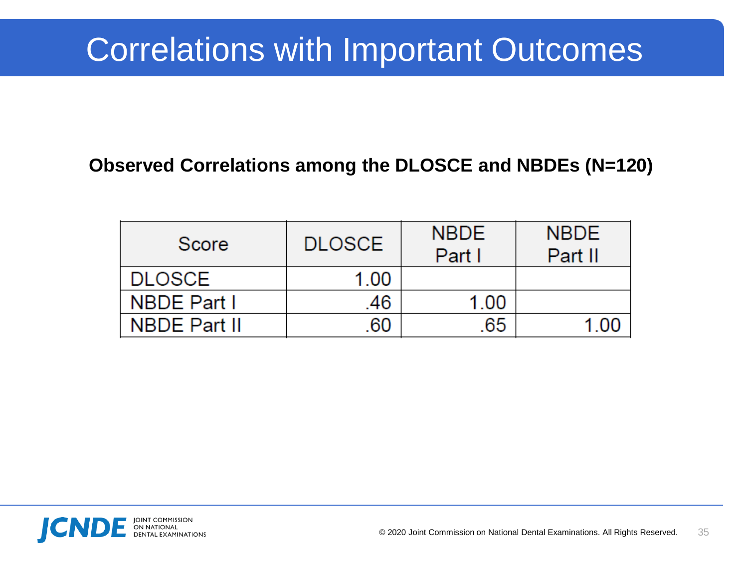# Correlations with Important Outcomes

**Observed Correlations among the DLOSCE and NBDEs (N=120)**

| Score | DLOSCE | NBDE Part I | NBDE Part II |
|---|---|---|---|
| DLOSCE | 1.00 | | |
| NBDE Part I | .46 | 1.00 | |
| NBDE Part II | .60 | .65 | 1.00 |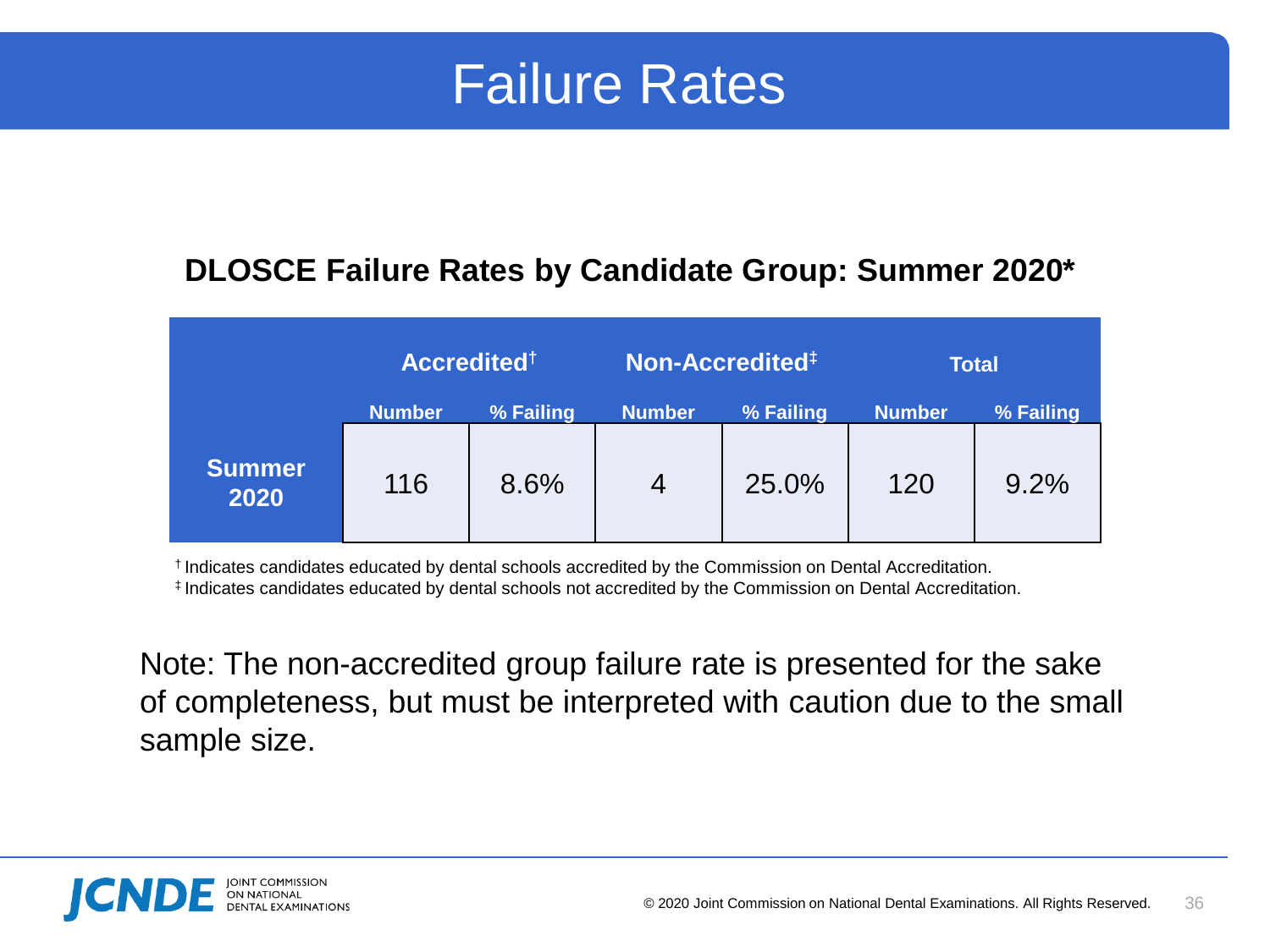# Failure Rates

**DLOSCE Failure Rates by Candidate Group: Summer 2020***

| | Accredited† | | Non-Accredited‡ | | Total | |
|---|---|---|---|---|---|---|
| | Number | % Failing | Number | % Failing | Number | % Failing |
| Summer 2020 | 116 | 8.6% | 4 | 25.0% | 120 | 9.2% |

† Indicates candidates educated by dental schools accredited by the Commission on Dental Accreditation.
‡ Indicates candidates educated by dental schools not accredited by the Commission on Dental Accreditation.

Note: The non-accredited group failure rate is presented for the sake of completeness, but must be interpreted with caution due to the small sample size.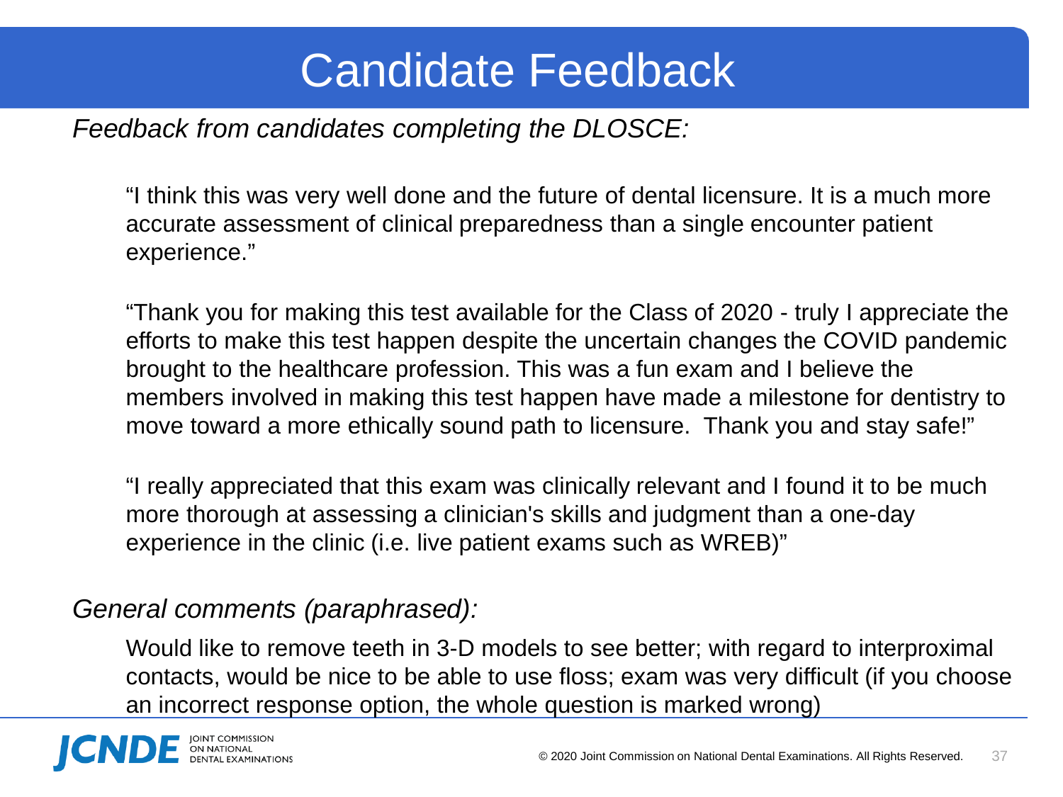# Candidate Feedback

*Feedback from candidates completing the DLOSCE:*

> "I think this was very well done and the future of dental licensure. It is a much more accurate assessment of clinical preparedness than a single encounter patient experience."

> "Thank you for making this test available for the Class of 2020 - truly I appreciate the efforts to make this test happen despite the uncertain changes the COVID pandemic brought to the healthcare profession. This was a fun exam and I believe the members involved in making this test happen have made a milestone for dentistry to move toward a more ethically sound path to licensure. Thank you and stay safe!"

> "I really appreciated that this exam was clinically relevant and I found it to be much more thorough at assessing a clinician's skills and judgment than a one-day experience in the clinic (i.e. live patient exams such as WREB)"

*General comments (paraphrased):*

Would like to remove teeth in 3-D models to see better; with regard to interproximal contacts, would be nice to be able to use floss; exam was very difficult (if you choose an incorrect response option, the whole question is marked wrong)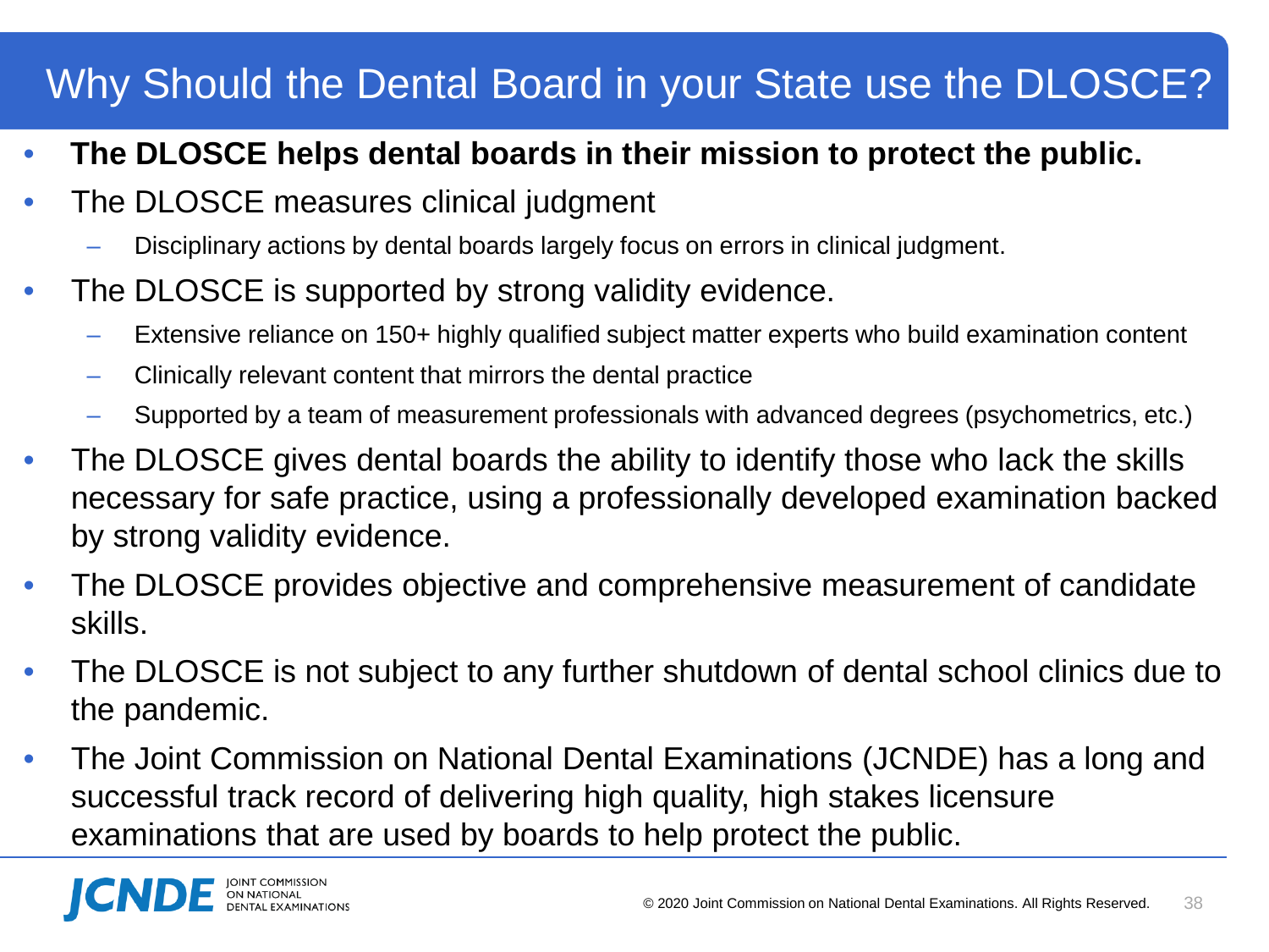# Why Should the Dental Board in your State use the DLOSCE?

- **The DLOSCE helps dental boards in their mission to protect the public.**
- The DLOSCE measures clinical judgment
  - Disciplinary actions by dental boards largely focus on errors in clinical judgment.
- The DLOSCE is supported by strong validity evidence.
  - Extensive reliance on 150+ highly qualified subject matter experts who build examination content
  - Clinically relevant content that mirrors the dental practice
  - Supported by a team of measurement professionals with advanced degrees (psychometrics, etc.)
- The DLOSCE gives dental boards the ability to identify those who lack the skills necessary for safe practice, using a professionally developed examination backed by strong validity evidence.
- The DLOSCE provides objective and comprehensive measurement of candidate skills.
- The DLOSCE is not subject to any further shutdown of dental school clinics due to the pandemic.
- The Joint Commission on National Dental Examinations (JCNDE) has a long and successful track record of delivering high quality, high stakes licensure examinations that are used by boards to help protect the public.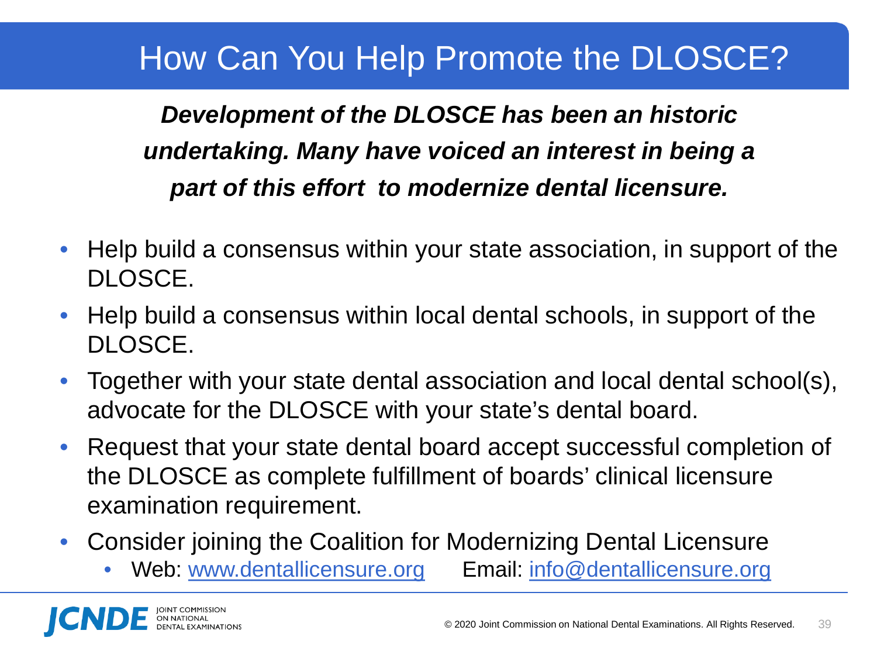# How Can You Help Promote the DLOSCE?

***Development of the DLOSCE has been an historic undertaking. Many have voiced an interest in being a part of this effort  to modernize dental licensure.***

- Help build a consensus within your state association, in support of the DLOSCE.
- Help build a consensus within local dental schools, in support of the DLOSCE.
- Together with your state dental association and local dental school(s), advocate for the DLOSCE with your state's dental board.
- Request that your state dental board accept successful completion of the DLOSCE as complete fulfillment of boards' clinical licensure examination requirement.
- Consider joining the Coalition for Modernizing Dental Licensure
  - Web: [www.dentallicensure.org](http://www.dentallicensure.org)      Email: [info@dentallicensure.org](mailto:info@dentallicensure.org)

JCNDE JOINT COMMISSION ON NATIONAL DENTAL EXAMINATIONS

© 2020 Joint Commission on National Dental Examinations. All Rights Reserved.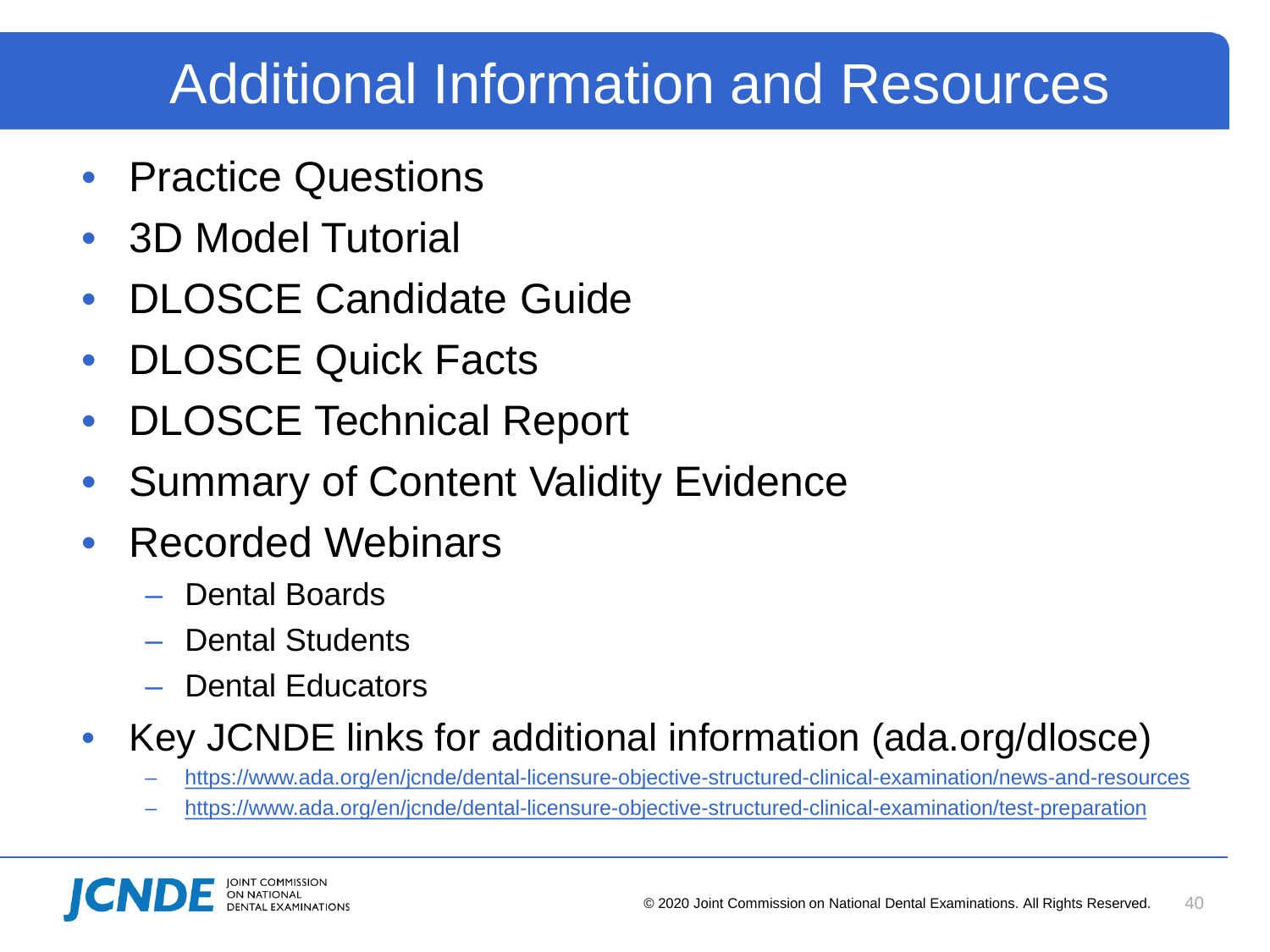# Additional Information and Resources

- Practice Questions
- 3D Model Tutorial
- DLOSCE Candidate Guide
- DLOSCE Quick Facts
- DLOSCE Technical Report
- Summary of Content Validity Evidence
- Recorded Webinars
  - Dental Boards
  - Dental Students
  - Dental Educators
- Key JCNDE links for additional information (ada.org/dlosce)
  - https://www.ada.org/en/jcnde/dental-licensure-objective-structured-clinical-examination/news-and-resources
  - https://www.ada.org/en/jcnde/dental-licensure-objective-structured-clinical-examination/test-preparation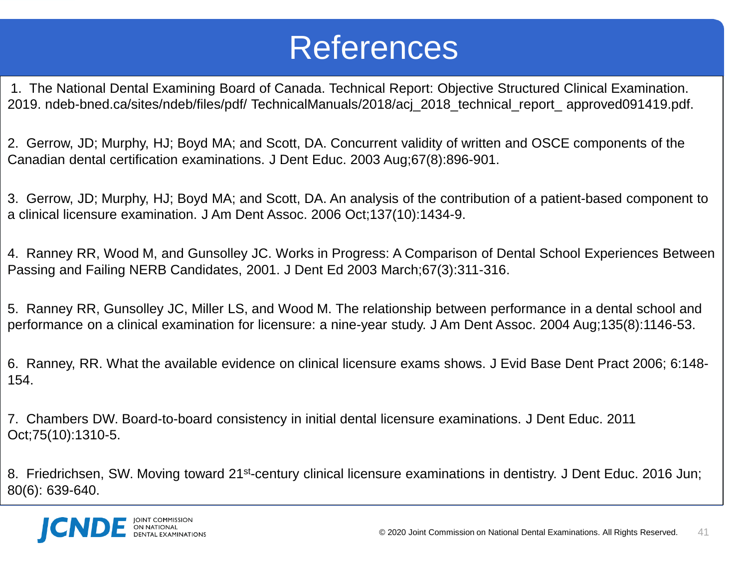# References

1. The National Dental Examining Board of Canada. Technical Report: Objective Structured Clinical Examination. 2019. ndeb-bned.ca/sites/ndeb/files/pdf/ TechnicalManuals/2018/acj_2018_technical_report_ approved091419.pdf.

2. Gerrow, JD; Murphy, HJ; Boyd MA; and Scott, DA. Concurrent validity of written and OSCE components of the Canadian dental certification examinations. J Dent Educ. 2003 Aug;67(8):896-901.

3. Gerrow, JD; Murphy, HJ; Boyd MA; and Scott, DA. An analysis of the contribution of a patient-based component to a clinical licensure examination. J Am Dent Assoc. 2006 Oct;137(10):1434-9.

4. Ranney RR, Wood M, and Gunsolley JC. Works in Progress: A Comparison of Dental School Experiences Between Passing and Failing NERB Candidates, 2001. J Dent Ed 2003 March;67(3):311-316.

5. Ranney RR, Gunsolley JC, Miller LS, and Wood M. The relationship between performance in a dental school and performance on a clinical examination for licensure: a nine-year study. J Am Dent Assoc. 2004 Aug;135(8):1146-53.

6. Ranney, RR. What the available evidence on clinical licensure exams shows. J Evid Base Dent Pract 2006; 6:148-154.

7. Chambers DW. Board-to-board consistency in initial dental licensure examinations. J Dent Educ. 2011 Oct;75(10):1310-5.

8. Friedrichsen, SW. Moving toward 21st-century clinical licensure examinations in dentistry. J Dent Educ. 2016 Jun; 80(6): 639-640.

JCNDE Joint Commission on National Dental Examinations

© 2020 Joint Commission on National Dental Examinations. All Rights Reserved.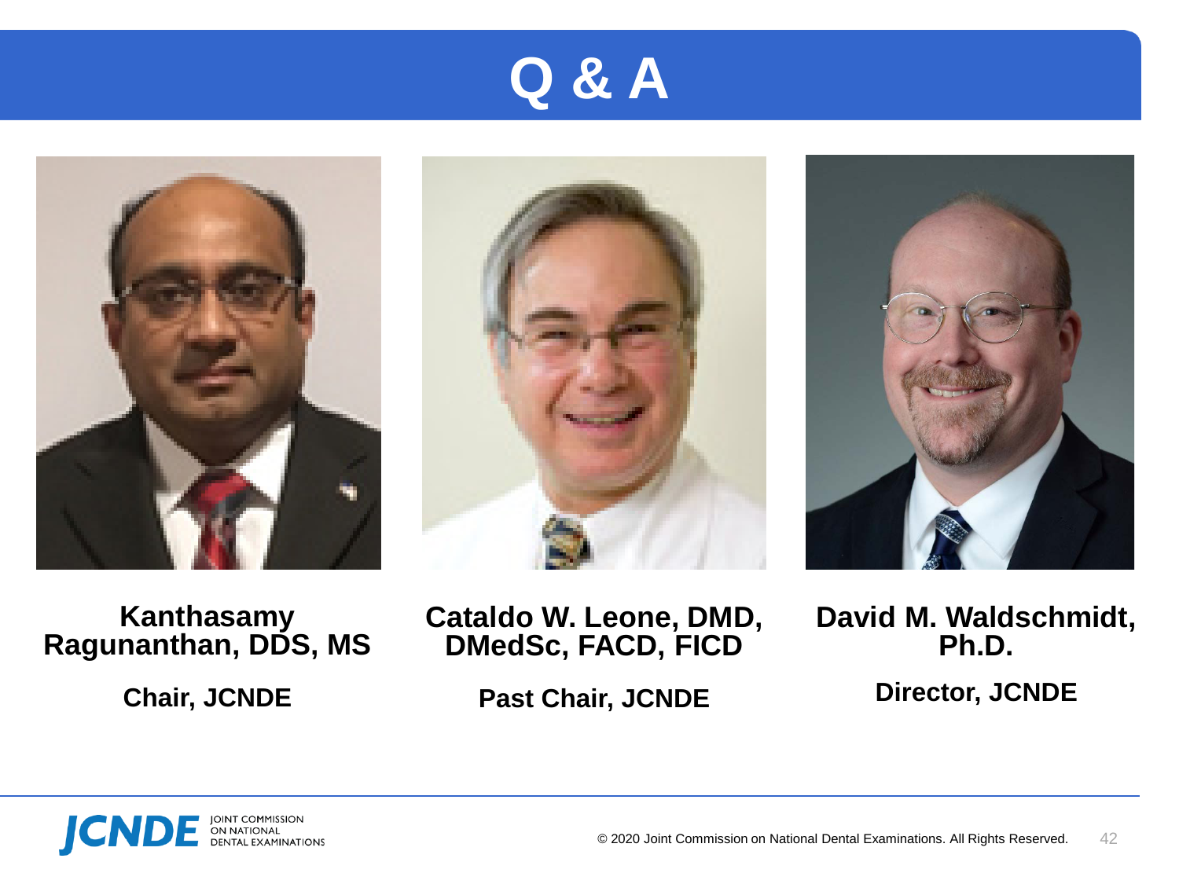# Q & A

**Kanthasamy Ragunanthan, DDS, MS**

**Chair, JCNDE**

**Cataldo W. Leone, DMD, DMedSc, FACD, FICD**

**Past Chair, JCNDE**

**David M. Waldschmidt, Ph.D.**

**Director, JCNDE**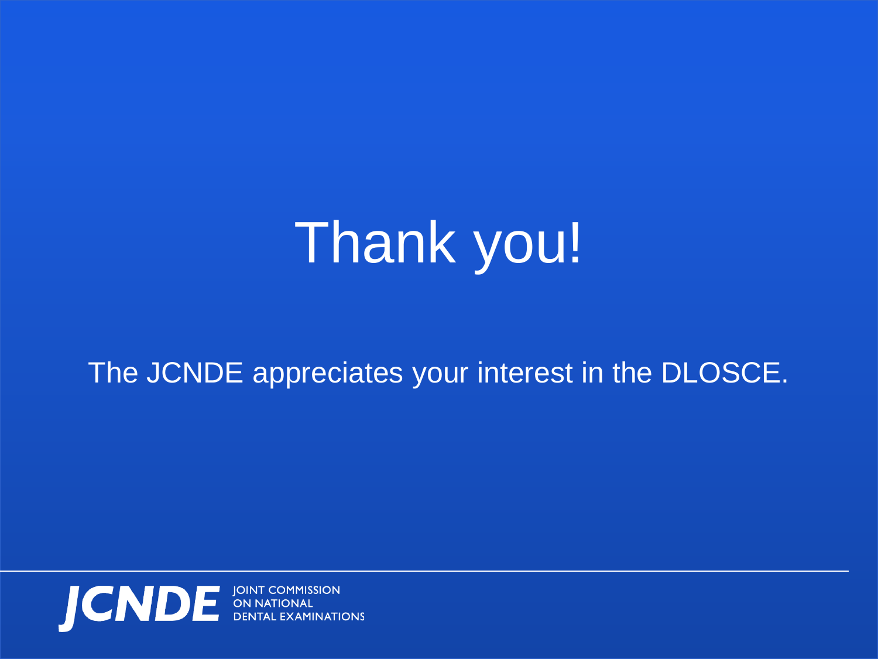# Thank you!

The JCNDE appreciates your interest in the DLOSCE.

JCNDE JOINT COMMISSION ON NATIONAL DENTAL EXAMINATIONS